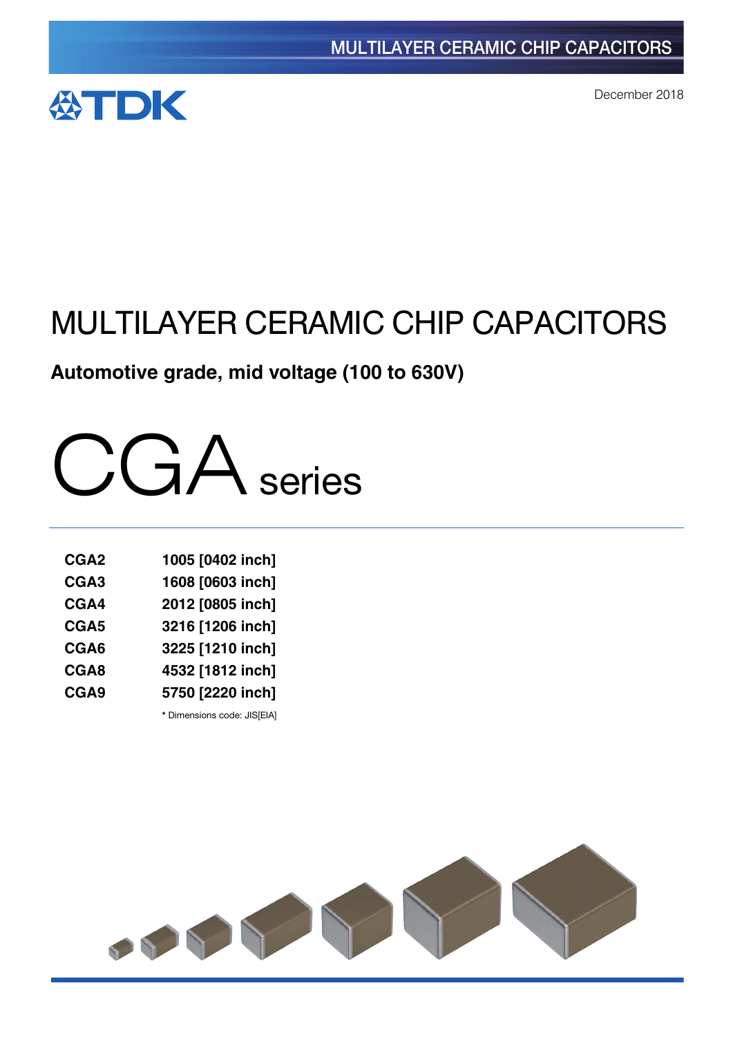MULTILAYER CERAMIC CHIP CAPACITORS

TDK

December 2018

# MULTILAYER CERAMIC CHIP CAPACITORS

**Automotive grade, mid voltage (100 to 630V)**

# CGA series

| | |
|---|---|
| **CGA2** | **1005 [0402 inch]** |
| **CGA3** | **1608 [0603 inch]** |
| **CGA4** | **2012 [0805 inch]** |
| **CGA5** | **3216 [1206 inch]** |
| **CGA6** | **3225 [1210 inch]** |
| **CGA8** | **4532 [1812 inch]** |
| **CGA9** | **5750 [2220 inch]** |

* Dimensions code: JIS[EIA]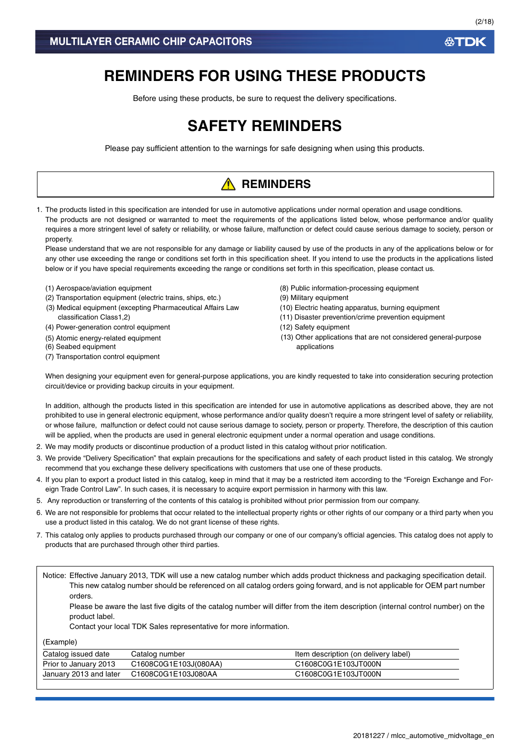# REMINDERS FOR USING THESE PRODUCTS

Before using these products, be sure to request the delivery specifications.

# SAFETY REMINDERS

Please pay sufficient attention to the warnings for safe designing when using this products.

## ⚠ REMINDERS

1. The products listed in this specification are intended for use in automotive applications under normal operation and usage conditions.
   The products are not designed or warranted to meet the requirements of the applications listed below, whose performance and/or quality requires a more stringent level of safety or reliability, or whose failure, malfunction or defect could cause serious damage to society, person or property.
   Please understand that we are not responsible for any damage or liability caused by use of the products in any of the applications below or for any other use exceeding the range or conditions set forth in this specification sheet. If you intend to use the products in the applications listed below or if you have special requirements exceeding the range or conditions set forth in this specification, please contact us.

   (1) Aerospace/aviation equipment
   (2) Transportation equipment (electric trains, ships, etc.)
   (3) Medical equipment (excepting Pharmaceutical Affairs Law classification Class1,2)
   (4) Power-generation control equipment
   (5) Atomic energy-related equipment
   (6) Seabed equipment
   (7) Transportation control equipment
   (8) Public information-processing equipment
   (9) Military equipment
   (10) Electric heating apparatus, burning equipment
   (11) Disaster prevention/crime prevention equipment
   (12) Safety equipment
   (13) Other applications that are not considered general-purpose applications

   When designing your equipment even for general-purpose applications, you are kindly requested to take into consideration securing protection circuit/device or providing backup circuits in your equipment.

   In addition, although the products listed in this specification are intended for use in automotive applications as described above, they are not prohibited to use in general electronic equipment, whose performance and/or quality doesn't require a more stringent level of safety or reliability, or whose failure, malfunction or defect could not cause serious damage to society, person or property. Therefore, the description of this caution will be applied, when the products are used in general electronic equipment under a normal operation and usage conditions.
2. We may modify products or discontinue production of a product listed in this catalog without prior notification.
3. We provide "Delivery Specification" that explain precautions for the specifications and safety of each product listed in this catalog. We strongly recommend that you exchange these delivery specifications with customers that use one of these products.
4. If you plan to export a product listed in this catalog, keep in mind that it may be a restricted item according to the "Foreign Exchange and Foreign Trade Control Law". In such cases, it is necessary to acquire export permission in harmony with this law.
5. Any reproduction or transferring of the contents of this catalog is prohibited without prior permission from our company.
6. We are not responsible for problems that occur related to the intellectual property rights or other rights of our company or a third party when you use a product listed in this catalog. We do not grant license of these rights.
7. This catalog only applies to products purchased through our company or one of our company's official agencies. This catalog does not apply to products that are purchased through other third parties.

Notice: Effective January 2013, TDK will use a new catalog number which adds product thickness and packaging specification detail. This new catalog number should be referenced on all catalog orders going forward, and is not applicable for OEM part number orders.
Please be aware the last five digits of the catalog number will differ from the item description (internal control number) on the product label.
Contact your local TDK Sales representative for more information.

(Example)

| Catalog issued date | Catalog number | Item description (on delivery label) |
|---|---|---|
| Prior to January 2013 | C1608C0G1E103J(080AA) | C1608C0G1E103JT000N |
| January 2013 and later | C1608C0G1E103J080AA | C1608C0G1E103JT000N |

20181227 / mlcc_automotive_midvoltage_en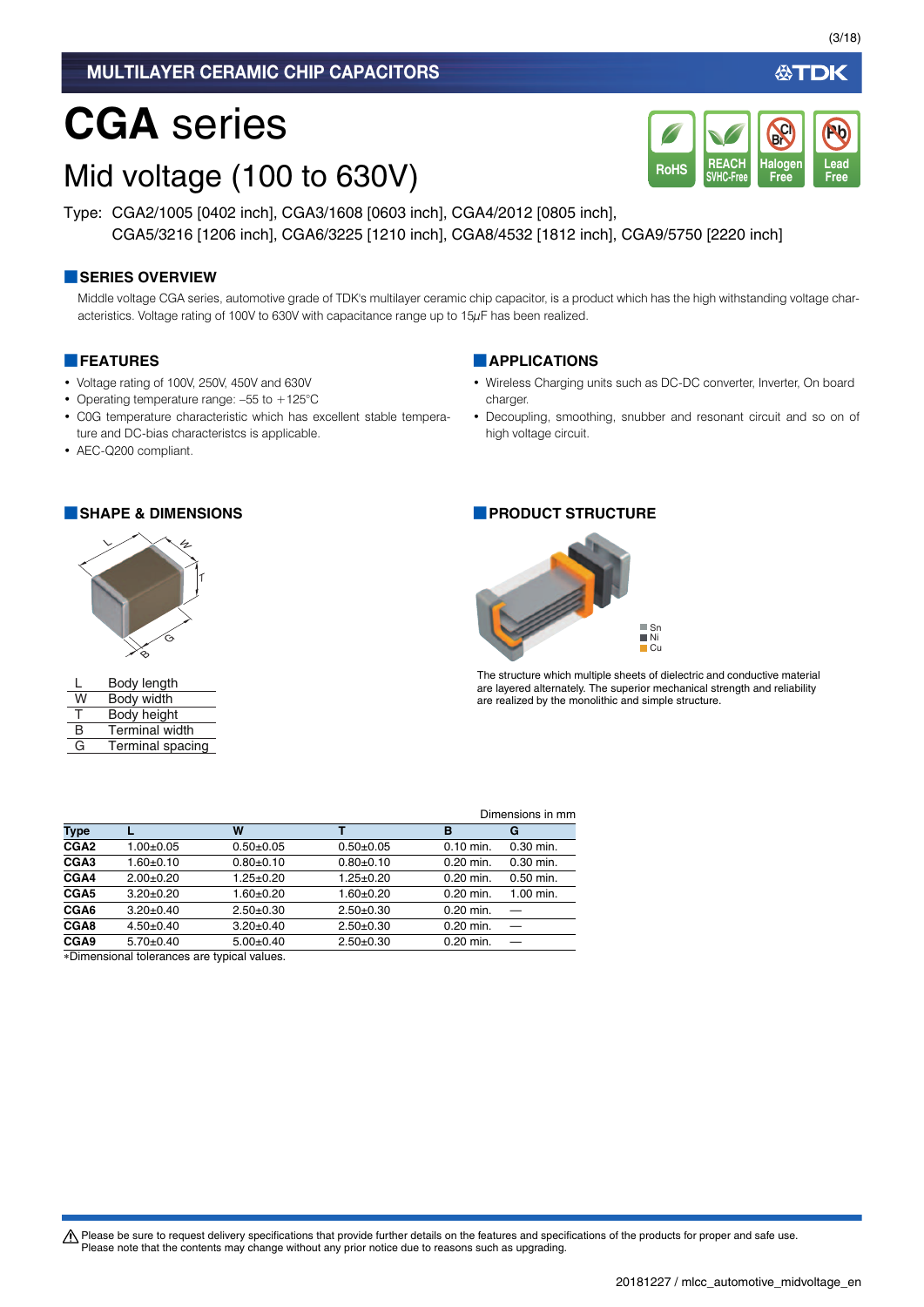MULTILAYER CERAMIC CHIP CAPACITORS

# CGA series

## Mid voltage (100 to 630V)

RoHS | REACH SVHC-Free | Halogen Free | Lead Free

Type: CGA2/1005 [0402 inch], CGA3/1608 [0603 inch], CGA4/2012 [0805 inch], CGA5/3216 [1206 inch], CGA6/3225 [1210 inch], CGA8/4532 [1812 inch], CGA9/5750 [2220 inch]

### SERIES OVERVIEW

Middle voltage CGA series, automotive grade of TDK's multilayer ceramic chip capacitor, is a product which has the high withstanding voltage characteristics. Voltage rating of 100V to 630V with capacitance range up to 15μF has been realized.

### FEATURES

- Voltage rating of 100V, 250V, 450V and 630V
- Operating temperature range: –55 to +125°C
- C0G temperature characteristic which has excellent stable temperature and DC-bias characteristcs is applicable.
- AEC-Q200 compliant.

### APPLICATIONS

- Wireless Charging units such as DC-DC converter, Inverter, On board charger.
- Decoupling, smoothing, snubber and resonant circuit and so on of high voltage circuit.

### SHAPE & DIMENSIONS

| | |
|---|---|
| L | Body length |
| W | Body width |
| T | Body height |
| B | Terminal width |
| G | Terminal spacing |

### PRODUCT STRUCTURE

Sn
Ni
Cu

The structure which multiple sheets of dielectric and conductive material are layered alternately. The superior mechanical strength and reliability are realized by the monolithic and simple structure.

Dimensions in mm

| Type | L | W | T | B | G |
|---|---|---|---|---|---|
| CGA2 | 1.00±0.05 | 0.50±0.05 | 0.50±0.05 | 0.10 min. | 0.30 min. |
| CGA3 | 1.60±0.10 | 0.80±0.10 | 0.80±0.10 | 0.20 min. | 0.30 min. |
| CGA4 | 2.00±0.20 | 1.25±0.20 | 1.25±0.20 | 0.20 min. | 0.50 min. |
| CGA5 | 3.20±0.20 | 1.60±0.20 | 1.60±0.20 | 0.20 min. | 1.00 min. |
| CGA6 | 3.20±0.40 | 2.50±0.30 | 2.50±0.30 | 0.20 min. | — |
| CGA8 | 4.50±0.40 | 3.20±0.40 | 2.50±0.30 | 0.20 min. | — |
| CGA9 | 5.70±0.40 | 5.00±0.40 | 2.50±0.30 | 0.20 min. | — |

*Dimensional tolerances are typical values.

⚠ Please be sure to request delivery specifications that provide further details on the features and specifications of the products for proper and safe use.
Please note that the contents may change without any prior notice due to reasons such as upgrading.

20181227 / mlcc_automotive_midvoltage_en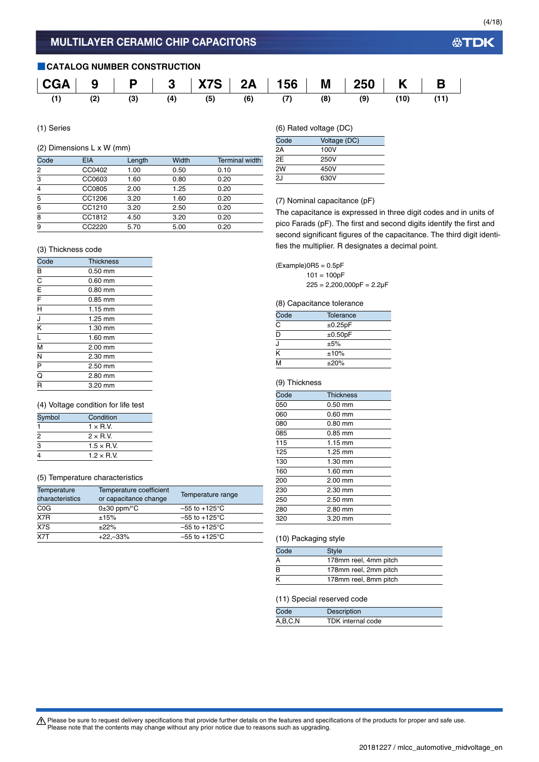# MULTILAYER CERAMIC CHIP CAPACITORS

## CATALOG NUMBER CONSTRUCTION

| CGA | 9 | P | 3 | X7S | 2A | 156 | M | 250 | K | B |
|---|---|---|---|---|---|---|---|---|---|---|
| (1) | (2) | (3) | (4) | (5) | (6) | (7) | (8) | (9) | (10) | (11) |

(1) Series

(2) Dimensions L x W (mm)

| Code | EIA | Length | Width | Terminal width |
|---|---|---|---|---|
| 2 | CC0402 | 1.00 | 0.50 | 0.10 |
| 3 | CC0603 | 1.60 | 0.80 | 0.20 |
| 4 | CC0805 | 2.00 | 1.25 | 0.20 |
| 5 | CC1206 | 3.20 | 1.60 | 0.20 |
| 6 | CC1210 | 3.20 | 2.50 | 0.20 |
| 8 | CC1812 | 4.50 | 3.20 | 0.20 |
| 9 | CC2220 | 5.70 | 5.00 | 0.20 |

(3) Thickness code

| Code | Thickness |
|---|---|
| B | 0.50 mm |
| C | 0.60 mm |
| E | 0.80 mm |
| F | 0.85 mm |
| H | 1.15 mm |
| J | 1.25 mm |
| K | 1.30 mm |
| L | 1.60 mm |
| M | 2.00 mm |
| N | 2.30 mm |
| P | 2.50 mm |
| Q | 2.80 mm |
| R | 3.20 mm |

(4) Voltage condition for life test

| Symbol | Condition |
|---|---|
| 1 | 1 × R.V. |
| 2 | 2 × R.V. |
| 3 | 1.5 × R.V. |
| 4 | 1.2 × R.V. |

(5) Temperature characteristics

| Temperature characteristics | Temperature coefficient or capacitance change | Temperature range |
|---|---|---|
| C0G | 0±30 ppm/°C | –55 to +125°C |
| X7R | ±15% | –55 to +125°C |
| X7S | ±22% | –55 to +125°C |
| X7T | +22,–33% | –55 to +125°C |

(6) Rated voltage (DC)

| Code | Voltage (DC) |
|---|---|
| 2A | 100V |
| 2E | 250V |
| 2W | 450V |
| 2J | 630V |

(7) Nominal capacitance (pF)

The capacitance is expressed in three digit codes and in units of pico Farads (pF). The first and second digits identify the first and second significant figures of the capacitance. The third digit identifies the multiplier. R designates a decimal point.

(Example)0R5 = 0.5pF
101 = 100pF
225 = 2,200,000pF = 2.2μF

(8) Capacitance tolerance

| Code | Tolerance |
|---|---|
| C | ±0.25pF |
| D | ±0.50pF |
| J | ±5% |
| K | ±10% |
| M | ±20% |

(9) Thickness

| Code | Thickness |
|---|---|
| 050 | 0.50 mm |
| 060 | 0.60 mm |
| 080 | 0.80 mm |
| 085 | 0.85 mm |
| 115 | 1.15 mm |
| 125 | 1.25 mm |
| 130 | 1.30 mm |
| 160 | 1.60 mm |
| 200 | 2.00 mm |
| 230 | 2.30 mm |
| 250 | 2.50 mm |
| 280 | 2.80 mm |
| 320 | 3.20 mm |

(10) Packaging style

| Code | Style |
|---|---|
| A | 178mm reel, 4mm pitch |
| B | 178mm reel, 2mm pitch |
| K | 178mm reel, 8mm pitch |

(11) Special reserved code

| Code | Description |
|---|---|
| A,B,C,N | TDK internal code |

⚠ Please be sure to request delivery specifications that provide further details on the features and specifications of the products for proper and safe use. Please note that the contents may change without any prior notice due to reasons such as upgrading.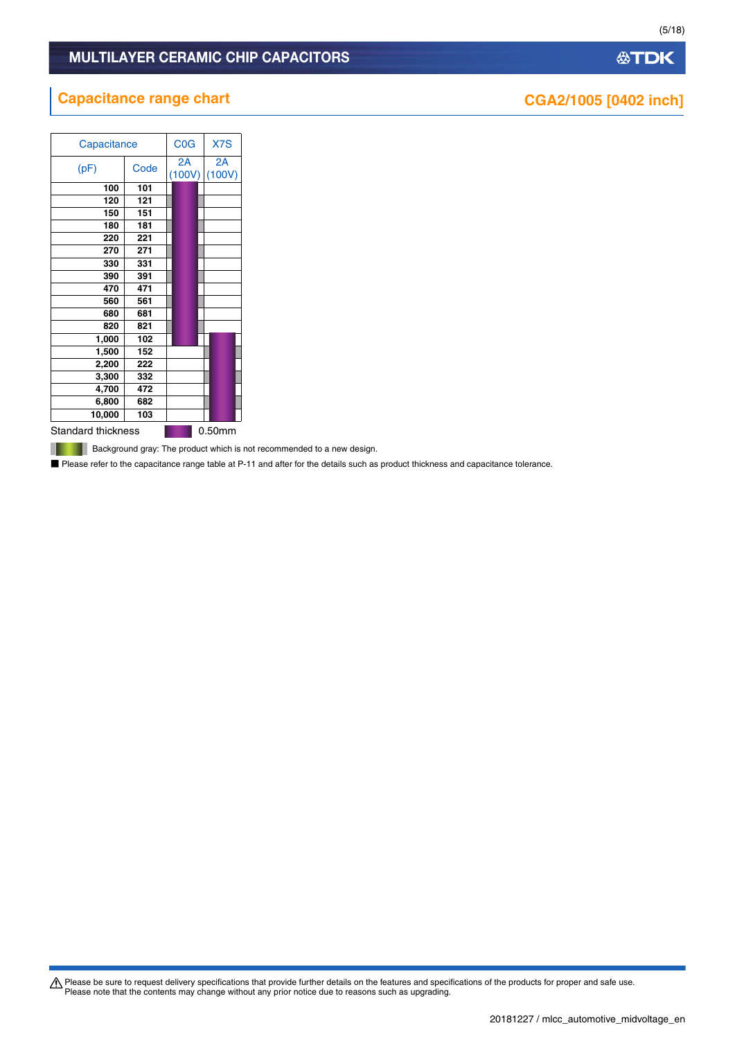# MULTILAYER CERAMIC CHIP CAPACITORS

## Capacitance range chart

**CGA2/1005 [0402 inch]**

| Capacitance (pF) | Code | C0G 2A (100V) | X7S 2A (100V) |
|---|---|---|---|
| 100 | 101 | ■ | |
| 120 | 121 | ■ | |
| 150 | 151 | ■ | |
| 180 | 181 | ■ | |
| 220 | 221 | ■ | |
| 270 | 271 | ■ | |
| 330 | 331 | ■ | |
| 390 | 391 | ■ | |
| 470 | 471 | ■ | |
| 560 | 561 | ■ | |
| 680 | 681 | ■ | |
| 820 | 821 | ■ | |
| 1,000 | 102 | ■ | ■ |
| 1,500 | 152 | | ■ |
| 2,200 | 222 | | ■ |
| 3,300 | 332 | | ■ |
| 4,700 | 472 | | ■ |
| 6,800 | 682 | | ■ |
| 10,000 | 103 | | ■ |

Standard thickness ■ 0.50mm

Background gray: The product which is not recommended to a new design.

■ Please refer to the capacitance range table at P-11 and after for the details such as product thickness and capacitance tolerance.

⚠ Please be sure to request delivery specifications that provide further details on the features and specifications of the products for proper and safe use.
Please note that the contents may change without any prior notice due to reasons such as upgrading.

20181227 / mlcc_automotive_midvoltage_en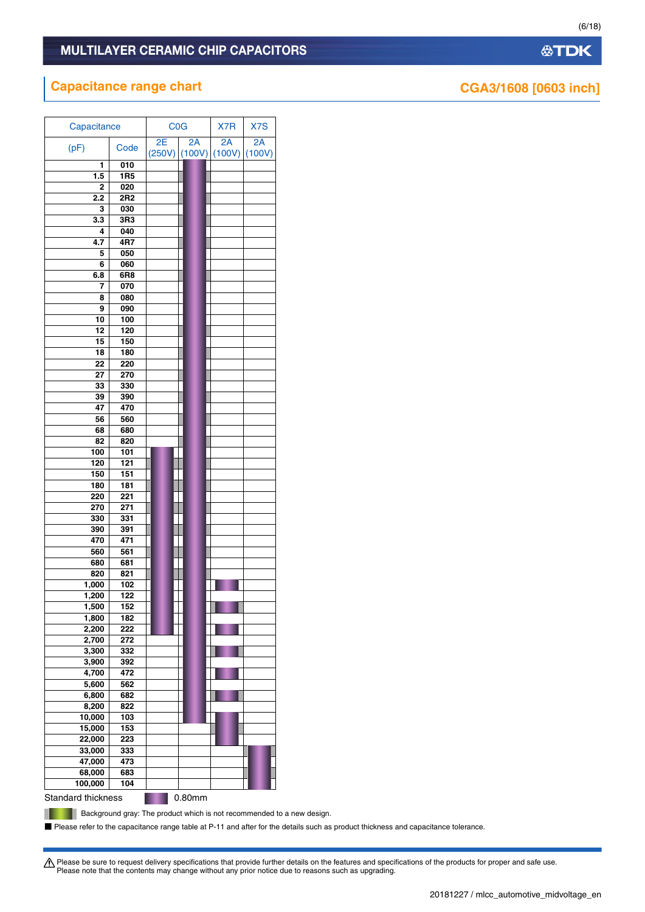# MULTILAYER CERAMIC CHIP CAPACITORS

## Capacitance range chart

**CGA3/1608 [0603 inch]**

| Capacitance (pF) | Code | C0G 2E (250V) | C0G 2A (100V) | X7R 2A (100V) | X7S 2A (100V) |
|---|---|---|---|---|---|
| 1 | 010 | | ● | | |
| 1.5 | 1R5 | | ● | | |
| 2 | 020 | | ● | | |
| 2.2 | 2R2 | | ● | | |
| 3 | 030 | | ● | | |
| 3.3 | 3R3 | | ● | | |
| 4 | 040 | | ● | | |
| 4.7 | 4R7 | | ● | | |
| 5 | 050 | | ● | | |
| 6 | 060 | | ● | | |
| 6.8 | 6R8 | | ● | | |
| 7 | 070 | | ● | | |
| 8 | 080 | | ● | | |
| 9 | 090 | | ● | | |
| 10 | 100 | | ● | | |
| 12 | 120 | | ● | | |
| 15 | 150 | | ● | | |
| 18 | 180 | | ● | | |
| 22 | 220 | | ● | | |
| 27 | 270 | | ● | | |
| 33 | 330 | | ● | | |
| 39 | 390 | | ● | | |
| 47 | 470 | | ● | | |
| 56 | 560 | | ● | | |
| 68 | 680 | | ● | | |
| 82 | 820 | | ● | | |
| 100 | 101 | ● | ● | | |
| 120 | 121 | ● | ● | | |
| 150 | 151 | ● | ● | | |
| 180 | 181 | ● | ● | | |
| 220 | 221 | ● | ● | | |
| 270 | 271 | ● | ● | | |
| 330 | 331 | ● | ● | | |
| 390 | 391 | ● | ● | | |
| 470 | 471 | ● | ● | | |
| 560 | 561 | ● | ● | | |
| 680 | 681 | ● | ● | | |
| 820 | 821 | ● | ● | | |
| 1,000 | 102 | ● | ● | ● | |
| 1,200 | 122 | ● | ● | | |
| 1,500 | 152 | ● | ● | ● | |
| 1,800 | 182 | ● | ● | | |
| 2,200 | 222 | ● | ● | ● | |
| 2,700 | 272 | | ● | | |
| 3,300 | 332 | | ● | ● | |
| 3,900 | 392 | | ● | | |
| 4,700 | 472 | | ● | ● | |
| 5,600 | 562 | | ● | | |
| 6,800 | 682 | | ● | ● | |
| 8,200 | 822 | | ● | | |
| 10,000 | 103 | | ● | ● | |
| 15,000 | 153 | | | ● | |
| 22,000 | 223 | | | ● | |
| 33,000 | 333 | | | | ● |
| 47,000 | 473 | | | | ● |
| 68,000 | 683 | | | | ● |
| 100,000 | 104 | | | | ● |

Standard thickness ● 0.80mm

Background gray: The product which is not recommended to a new design.

■ Please refer to the capacitance range table at P-11 and after for the details such as product thickness and capacitance tolerance.

⚠ Please be sure to request delivery specifications that provide further details on the features and specifications of the products for proper and safe use.
Please note that the contents may change without any prior notice due to reasons such as upgrading.

20181227 / mlcc_automotive_midvoltage_en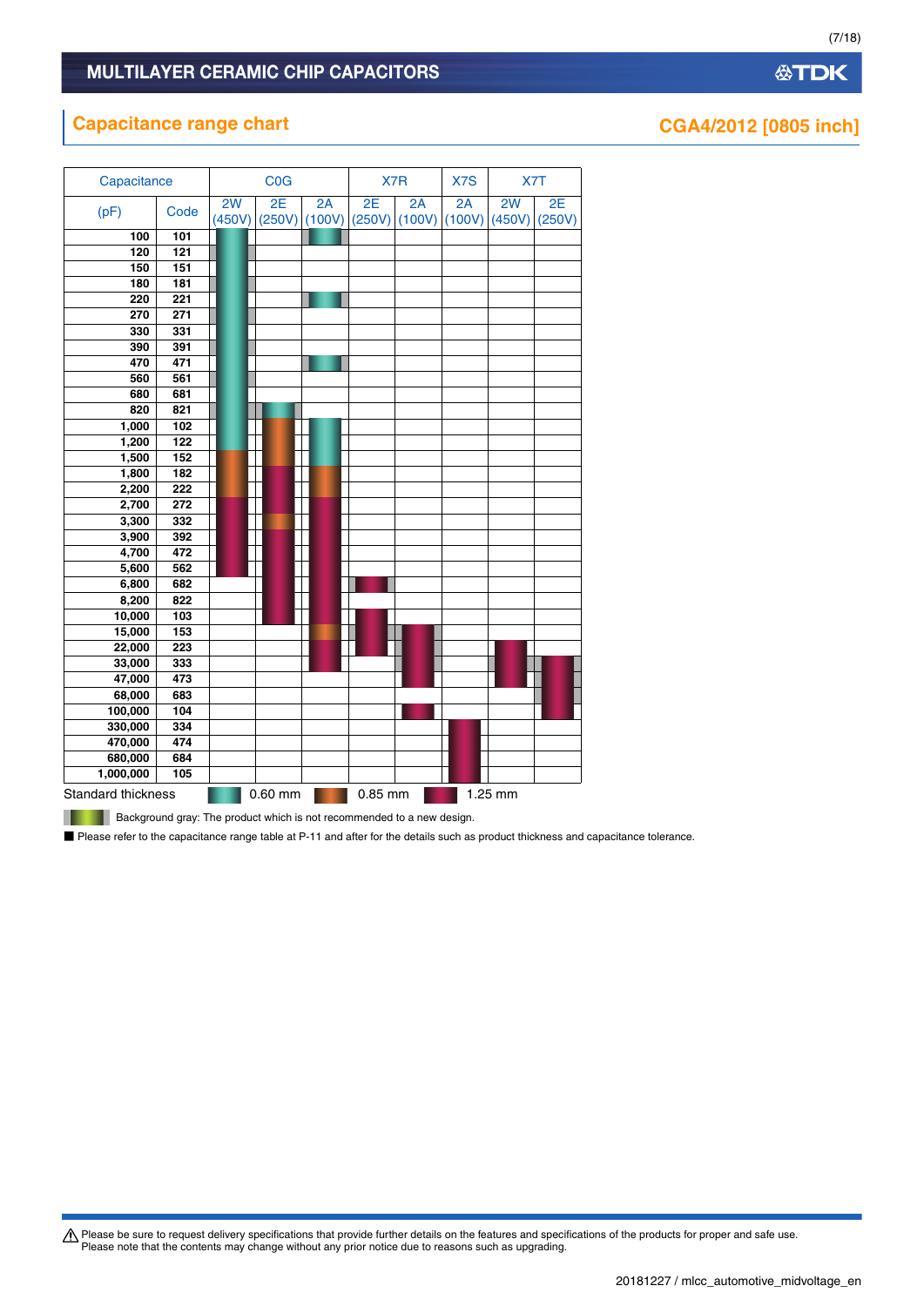## Capacitance range chart

## CGA4/2012 [0805 inch]

| Capacitance | | C0G | | | X7R | | X7S | X7T | |
|---|---|---|---|---|---|---|---|---|---|
| (pF) | Code | 2W (450V) | 2E (250V) | 2A (100V) | 2E (250V) | 2A (100V) | 2A (100V) | 2W (450V) | 2E (250V) |
| 100 | 101 | | | | | | | | |
| 120 | 121 | | | | | | | | |
| 150 | 151 | | | | | | | | |
| 180 | 181 | | | | | | | | |
| 220 | 221 | | | | | | | | |
| 270 | 271 | | | | | | | | |
| 330 | 331 | | | | | | | | |
| 390 | 391 | | | | | | | | |
| 470 | 471 | | | | | | | | |
| 560 | 561 | | | | | | | | |
| 680 | 681 | | | | | | | | |
| 820 | 821 | | | | | | | | |
| 1,000 | 102 | | | | | | | | |
| 1,200 | 122 | | | | | | | | |
| 1,500 | 152 | | | | | | | | |
| 1,800 | 182 | | | | | | | | |
| 2,200 | 222 | | | | | | | | |
| 2,700 | 272 | | | | | | | | |
| 3,300 | 332 | | | | | | | | |
| 3,900 | 392 | | | | | | | | |
| 4,700 | 472 | | | | | | | | |
| 5,600 | 562 | | | | | | | | |
| 6,800 | 682 | | | | | | | | |
| 8,200 | 822 | | | | | | | | |
| 10,000 | 103 | | | | | | | | |
| 15,000 | 153 | | | | | | | | |
| 22,000 | 223 | | | | | | | | |
| 33,000 | 333 | | | | | | | | |
| 47,000 | 473 | | | | | | | | |
| 68,000 | 683 | | | | | | | | |
| 100,000 | 104 | | | | | | | | |
| 330,000 | 334 | | | | | | | | |
| 470,000 | 474 | | | | | | | | |
| 680,000 | 684 | | | | | | | | |
| 1,000,000 | 105 | | | | | | | | |

Standard thickness: 0.60 mm, 0.85 mm, 1.25 mm

Background gray: The product which is not recommended to a new design.

■ Please refer to the capacitance range table at P-11 and after for the details such as product thickness and capacitance tolerance.

⚠ Please be sure to request delivery specifications that provide further details on the features and specifications of the products for proper and safe use.
Please note that the contents may change without any prior notice due to reasons such as upgrading.

20181227 / mlcc_automotive_midvoltage_en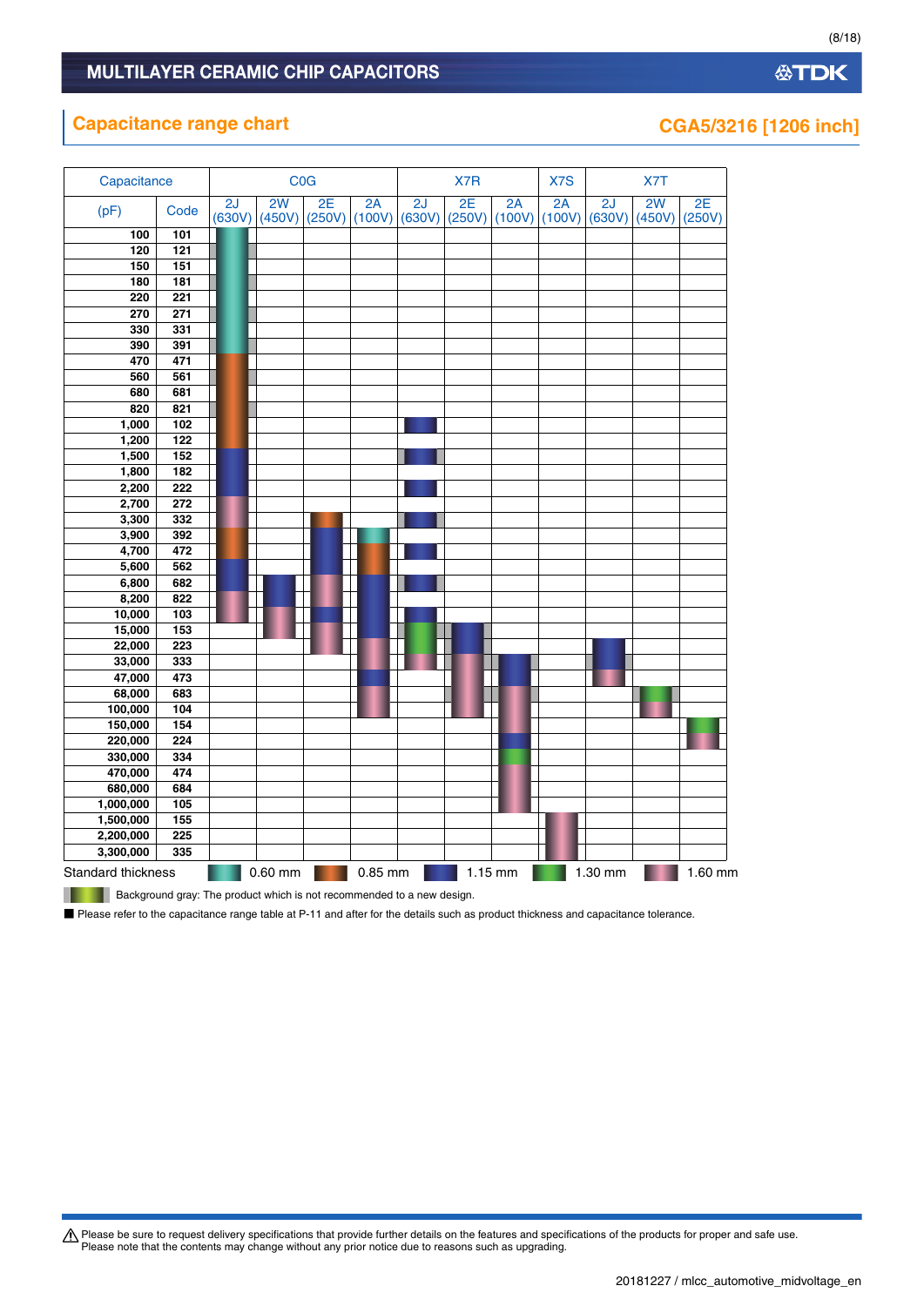# MULTILAYER CERAMIC CHIP CAPACITORS

## Capacitance range chart

**CGA5/3216 [1206 inch]**

| Capacitance | | C0G | | | | X7R | | | X7S | X7T | | |
|---|---|---|---|---|---|---|---|---|---|---|---|---|
| (pF) | Code | 2J (630V) | 2W (450V) | 2E (250V) | 2A (100V) | 2J (630V) | 2E (250V) | 2A (100V) | 2A (100V) | 2J (630V) | 2W (450V) | 2E (250V) |
| 100 | 101 | | | | | | | | | | | |
| 120 | 121 | | | | | | | | | | | |
| 150 | 151 | | | | | | | | | | | |
| 180 | 181 | | | | | | | | | | | |
| 220 | 221 | | | | | | | | | | | |
| 270 | 271 | | | | | | | | | | | |
| 330 | 331 | | | | | | | | | | | |
| 390 | 391 | | | | | | | | | | | |
| 470 | 471 | | | | | | | | | | | |
| 560 | 561 | | | | | | | | | | | |
| 680 | 681 | | | | | | | | | | | |
| 820 | 821 | | | | | | | | | | | |
| 1,000 | 102 | | | | | | | | | | | |
| 1,200 | 122 | | | | | | | | | | | |
| 1,500 | 152 | | | | | | | | | | | |
| 1,800 | 182 | | | | | | | | | | | |
| 2,200 | 222 | | | | | | | | | | | |
| 2,700 | 272 | | | | | | | | | | | |
| 3,300 | 332 | | | | | | | | | | | |
| 3,900 | 392 | | | | | | | | | | | |
| 4,700 | 472 | | | | | | | | | | | |
| 5,600 | 562 | | | | | | | | | | | |
| 6,800 | 682 | | | | | | | | | | | |
| 8,200 | 822 | | | | | | | | | | | |
| 10,000 | 103 | | | | | | | | | | | |
| 15,000 | 153 | | | | | | | | | | | |
| 22,000 | 223 | | | | | | | | | | | |
| 33,000 | 333 | | | | | | | | | | | |
| 47,000 | 473 | | | | | | | | | | | |
| 68,000 | 683 | | | | | | | | | | | |
| 100,000 | 104 | | | | | | | | | | | |
| 150,000 | 154 | | | | | | | | | | | |
| 220,000 | 224 | | | | | | | | | | | |
| 330,000 | 334 | | | | | | | | | | | |
| 470,000 | 474 | | | | | | | | | | | |
| 680,000 | 684 | | | | | | | | | | | |
| 1,000,000 | 105 | | | | | | | | | | | |
| 1,500,000 | 155 | | | | | | | | | | | |
| 2,200,000 | 225 | | | | | | | | | | | |
| 3,300,000 | 335 | | | | | | | | | | | |

Standard thickness: 0.60 mm, 0.85 mm, 1.15 mm, 1.30 mm, 1.60 mm

Background gray: The product which is not recommended to a new design.

■ Please refer to the capacitance range table at P-11 and after for the details such as product thickness and capacitance tolerance.

⚠ Please be sure to request delivery specifications that provide further details on the features and specifications of the products for proper and safe use.
Please note that the contents may change without any prior notice due to reasons such as upgrading.

20181227 / mlcc_automotive_midvoltage_en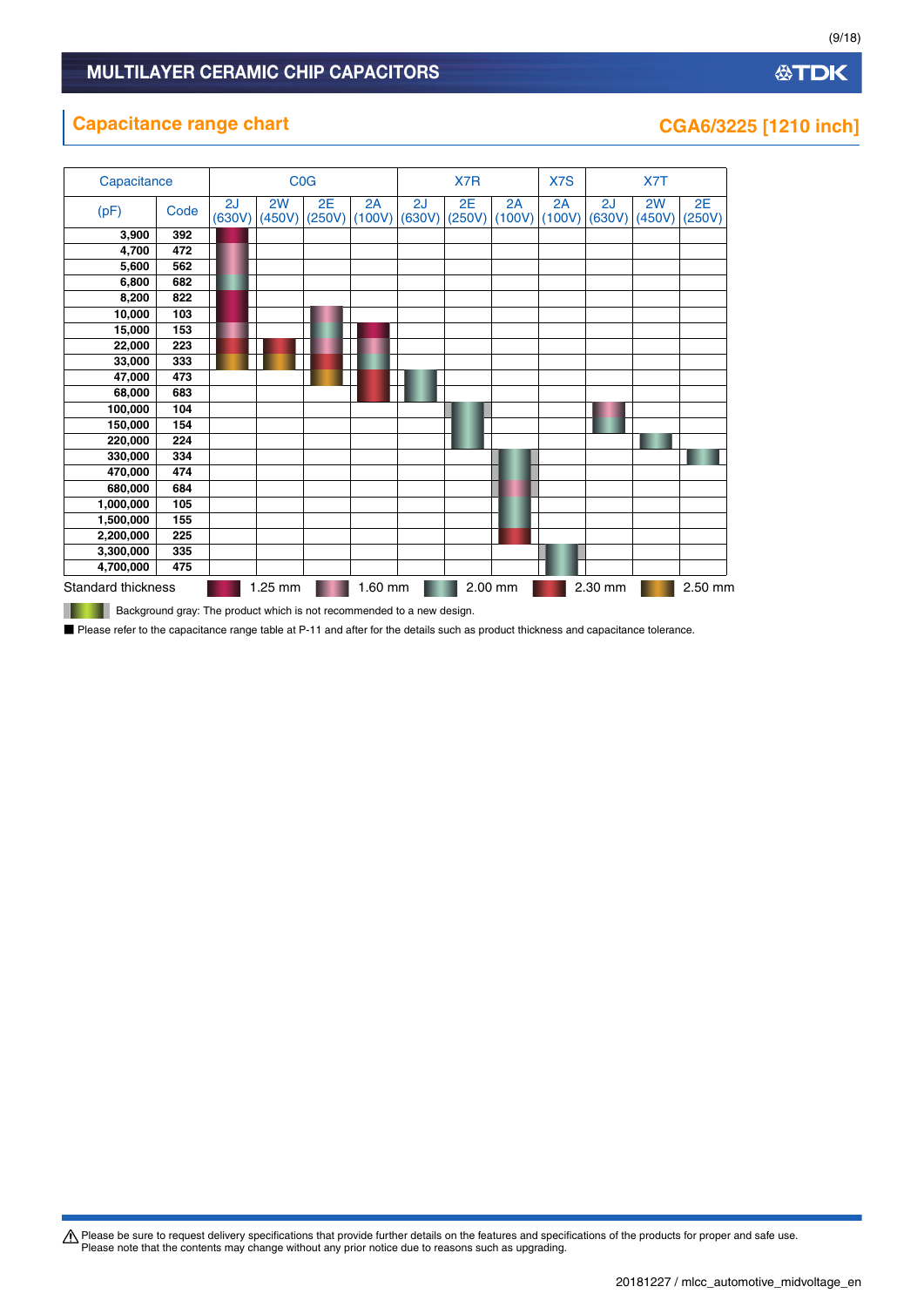# MULTILAYER CERAMIC CHIP CAPACITORS

## Capacitance range chart

**CGA6/3225 [1210 inch]**

| Capacitance | | C0G | | | | X7R | | | X7S | X7T | | |
|---|---|---|---|---|---|---|---|---|---|---|---|---|
| (pF) | Code | 2J (630V) | 2W (450V) | 2E (250V) | 2A (100V) | 2J (630V) | 2E (250V) | 2A (100V) | 2A (100V) | 2J (630V) | 2W (450V) | 2E (250V) |
| 3,900 | 392 | | | | | | | | | | | |
| 4,700 | 472 | | | | | | | | | | | |
| 5,600 | 562 | | | | | | | | | | | |
| 6,800 | 682 | | | | | | | | | | | |
| 8,200 | 822 | | | | | | | | | | | |
| 10,000 | 103 | | | | | | | | | | | |
| 15,000 | 153 | | | | | | | | | | | |
| 22,000 | 223 | | | | | | | | | | | |
| 33,000 | 333 | | | | | | | | | | | |
| 47,000 | 473 | | | | | | | | | | | |
| 68,000 | 683 | | | | | | | | | | | |
| 100,000 | 104 | | | | | | | | | | | |
| 150,000 | 154 | | | | | | | | | | | |
| 220,000 | 224 | | | | | | | | | | | |
| 330,000 | 334 | | | | | | | | | | | |
| 470,000 | 474 | | | | | | | | | | | |
| 680,000 | 684 | | | | | | | | | | | |
| 1,000,000 | 105 | | | | | | | | | | | |
| 1,500,000 | 155 | | | | | | | | | | | |
| 2,200,000 | 225 | | | | | | | | | | | |
| 3,300,000 | 335 | | | | | | | | | | | |
| 4,700,000 | 475 | | | | | | | | | | | |

Standard thickness: 1.25 mm, 1.60 mm, 2.00 mm, 2.30 mm, 2.50 mm

Background gray: The product which is not recommended to a new design.

■ Please refer to the capacitance range table at P-11 and after for the details such as product thickness and capacitance tolerance.

⚠ Please be sure to request delivery specifications that provide further details on the features and specifications of the products for proper and safe use.
Please note that the contents may change without any prior notice due to reasons such as upgrading.

20181227 / mlcc_automotive_midvoltage_en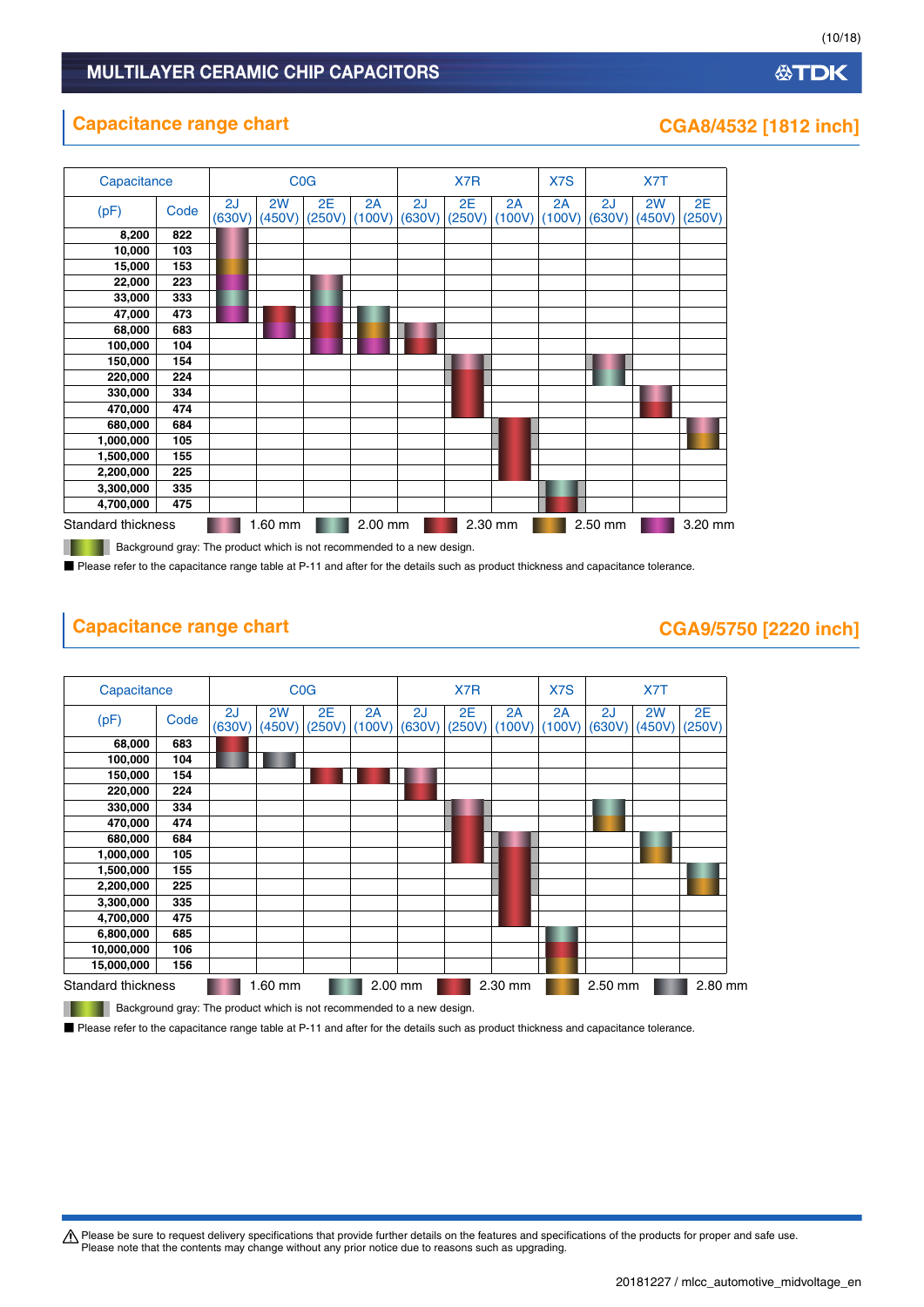# MULTILAYER CERAMIC CHIP CAPACITORS

## Capacitance range chart

### CGA8/4532 [1812 inch]

| Capacitance (pF) | Code | C0G 2J (630V) | C0G 2W (450V) | C0G 2E (250V) | C0G 2A (100V) | X7R 2J (630V) | X7R 2E (250V) | X7R 2A (100V) | X7S 2A (100V) | X7T 2J (630V) | X7T 2W (450V) | X7T 2E (250V) |
|---|---|---|---|---|---|---|---|---|---|---|---|---|
| 8,200 | 822 | | | | | | | | | | | |
| 10,000 | 103 | | | | | | | | | | | |
| 15,000 | 153 | | | | | | | | | | | |
| 22,000 | 223 | | | | | | | | | | | |
| 33,000 | 333 | | | | | | | | | | | |
| 47,000 | 473 | | | | | | | | | | | |
| 68,000 | 683 | | | | | | | | | | | |
| 100,000 | 104 | | | | | | | | | | | |
| 150,000 | 154 | | | | | | | | | | | |
| 220,000 | 224 | | | | | | | | | | | |
| 330,000 | 334 | | | | | | | | | | | |
| 470,000 | 474 | | | | | | | | | | | |
| 680,000 | 684 | | | | | | | | | | | |
| 1,000,000 | 105 | | | | | | | | | | | |
| 1,500,000 | 155 | | | | | | | | | | | |
| 2,200,000 | 225 | | | | | | | | | | | |
| 3,300,000 | 335 | | | | | | | | | | | |
| 4,700,000 | 475 | | | | | | | | | | | |

Standard thickness: 1.60 mm, 2.00 mm, 2.30 mm, 2.50 mm, 3.20 mm

Background gray: The product which is not recommended to a new design.

■ Please refer to the capacitance range table at P-11 and after for the details such as product thickness and capacitance tolerance.

## Capacitance range chart

### CGA9/5750 [2220 inch]

| Capacitance (pF) | Code | C0G 2J (630V) | C0G 2W (450V) | C0G 2E (250V) | C0G 2A (100V) | X7R 2J (630V) | X7R 2E (250V) | X7R 2A (100V) | X7S 2A (100V) | X7T 2J (630V) | X7T 2W (450V) | X7T 2E (250V) |
|---|---|---|---|---|---|---|---|---|---|---|---|---|
| 68,000 | 683 | | | | | | | | | | | |
| 100,000 | 104 | | | | | | | | | | | |
| 150,000 | 154 | | | | | | | | | | | |
| 220,000 | 224 | | | | | | | | | | | |
| 330,000 | 334 | | | | | | | | | | | |
| 470,000 | 474 | | | | | | | | | | | |
| 680,000 | 684 | | | | | | | | | | | |
| 1,000,000 | 105 | | | | | | | | | | | |
| 1,500,000 | 155 | | | | | | | | | | | |
| 2,200,000 | 225 | | | | | | | | | | | |
| 3,300,000 | 335 | | | | | | | | | | | |
| 4,700,000 | 475 | | | | | | | | | | | |
| 6,800,000 | 685 | | | | | | | | | | | |
| 10,000,000 | 106 | | | | | | | | | | | |
| 15,000,000 | 156 | | | | | | | | | | | |

Standard thickness: 1.60 mm, 2.00 mm, 2.30 mm, 2.50 mm, 2.80 mm

Background gray: The product which is not recommended to a new design.

■ Please refer to the capacitance range table at P-11 and after for the details such as product thickness and capacitance tolerance.

⚠ Please be sure to request delivery specifications that provide further details on the features and specifications of the products for proper and safe use.
Please note that the contents may change without any prior notice due to reasons such as upgrading.

20181227 / mlcc_automotive_midvoltage_en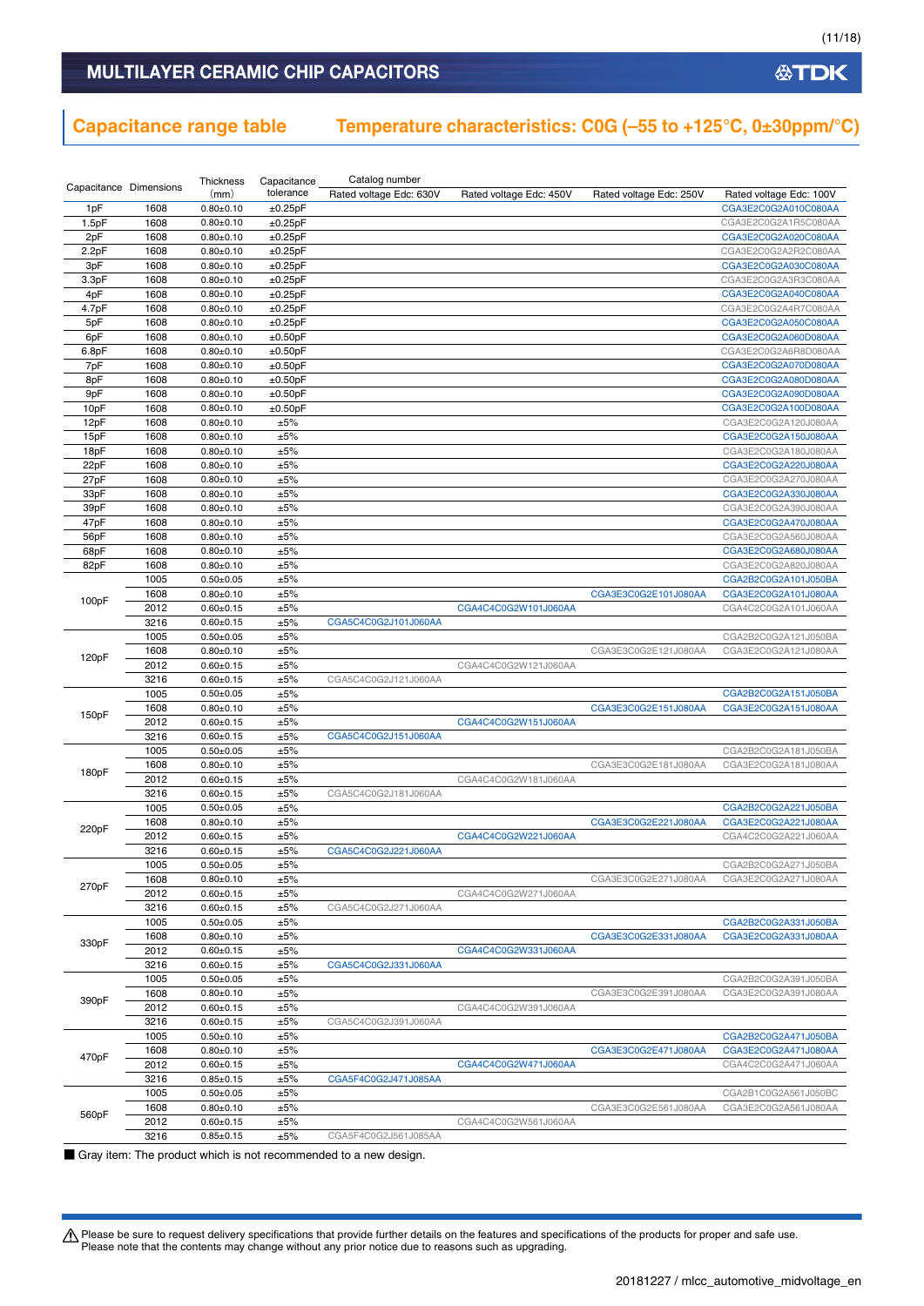# MULTILAYER CERAMIC CHIP CAPACITORS

## Capacitance range table

## Temperature characteristics: C0G (–55 to +125°C, 0±30ppm/°C)

| Capacitance | Dimensions | Thickness (mm) | Capacitance tolerance | Catalog number Rated voltage Edc: 630V | Rated voltage Edc: 450V | Rated voltage Edc: 250V | Rated voltage Edc: 100V |
|---|---|---|---|---|---|---|---|
| 1pF | 1608 | 0.80±0.10 | ±0.25pF | | | | CGA3E2C0G2A010C080AA |
| 1.5pF | 1608 | 0.80±0.10 | ±0.25pF | | | | CGA3E2C0G2A1R5C080AA |
| 2pF | 1608 | 0.80±0.10 | ±0.25pF | | | | CGA3E2C0G2A020C080AA |
| 2.2pF | 1608 | 0.80±0.10 | ±0.25pF | | | | CGA3E2C0G2A2R2C080AA |
| 3pF | 1608 | 0.80±0.10 | ±0.25pF | | | | CGA3E2C0G2A030C080AA |
| 3.3pF | 1608 | 0.80±0.10 | ±0.25pF | | | | CGA3E2C0G2A3R3C080AA |
| 4pF | 1608 | 0.80±0.10 | ±0.25pF | | | | CGA3E2C0G2A040C080AA |
| 4.7pF | 1608 | 0.80±0.10 | ±0.25pF | | | | CGA3E2C0G2A4R7C080AA |
| 5pF | 1608 | 0.80±0.10 | ±0.25pF | | | | CGA3E2C0G2A050C080AA |
| 6pF | 1608 | 0.80±0.10 | ±0.50pF | | | | CGA3E2C0G2A060D080AA |
| 6.8pF | 1608 | 0.80±0.10 | ±0.50pF | | | | CGA3E2C0G2A6R8D080AA |
| 7pF | 1608 | 0.80±0.10 | ±0.50pF | | | | CGA3E2C0G2A070D080AA |
| 8pF | 1608 | 0.80±0.10 | ±0.50pF | | | | CGA3E2C0G2A080D080AA |
| 9pF | 1608 | 0.80±0.10 | ±0.50pF | | | | CGA3E2C0G2A090D080AA |
| 10pF | 1608 | 0.80±0.10 | ±0.50pF | | | | CGA3E2C0G2A100D080AA |
| 12pF | 1608 | 0.80±0.10 | ±5% | | | | CGA3E2C0G2A120J080AA |
| 15pF | 1608 | 0.80±0.10 | ±5% | | | | CGA3E2C0G2A150J080AA |
| 18pF | 1608 | 0.80±0.10 | ±5% | | | | CGA3E2C0G2A180J080AA |
| 22pF | 1608 | 0.80±0.10 | ±5% | | | | CGA3E2C0G2A220J080AA |
| 27pF | 1608 | 0.80±0.10 | ±5% | | | | CGA3E2C0G2A270J080AA |
| 33pF | 1608 | 0.80±0.10 | ±5% | | | | CGA3E2C0G2A330J080AA |
| 39pF | 1608 | 0.80±0.10 | ±5% | | | | CGA3E2C0G2A390J080AA |
| 47pF | 1608 | 0.80±0.10 | ±5% | | | | CGA3E2C0G2A470J080AA |
| 56pF | 1608 | 0.80±0.10 | ±5% | | | | CGA3E2C0G2A560J080AA |
| 68pF | 1608 | 0.80±0.10 | ±5% | | | | CGA3E2C0G2A680J080AA |
| 82pF | 1608 | 0.80±0.10 | ±5% | | | | CGA3E2C0G2A820J080AA |
| 100pF | 1005 | 0.50±0.05 | ±5% | | | | CGA2B2C0G2A101J050BA |
| | 1608 | 0.80±0.10 | ±5% | | | CGA3E3C0G2E101J080AA | CGA3E2C0G2A101J080AA |
| | 2012 | 0.60±0.15 | ±5% | | CGA4C4C0G2W101J060AA | | CGA4C2C0G2A101J060AA |
| | 3216 | 0.60±0.15 | ±5% | CGA5C4C0G2J101J060AA | | | |
| 120pF | 1005 | 0.50±0.05 | ±5% | | | | CGA2B2C0G2A121J050BA |
| | 1608 | 0.80±0.10 | ±5% | | | CGA3E3C0G2E121J080AA | CGA3E2C0G2A121J080AA |
| | 2012 | 0.60±0.15 | ±5% | | CGA4C4C0G2W121J060AA | | |
| | 3216 | 0.60±0.15 | ±5% | CGA5C4C0G2J121J060AA | | | |
| 150pF | 1005 | 0.50±0.05 | ±5% | | | | CGA2B2C0G2A151J050BA |
| | 1608 | 0.80±0.10 | ±5% | | | CGA3E3C0G2E151J080AA | CGA3E2C0G2A151J080AA |
| | 2012 | 0.60±0.15 | ±5% | | CGA4C4C0G2W151J060AA | | |
| | 3216 | 0.60±0.15 | ±5% | CGA5C4C0G2J151J060AA | | | |
| 180pF | 1005 | 0.50±0.05 | ±5% | | | | CGA2B2C0G2A181J050BA |
| | 1608 | 0.80±0.10 | ±5% | | | CGA3E3C0G2E181J080AA | CGA3E2C0G2A181J080AA |
| | 2012 | 0.60±0.15 | ±5% | | CGA4C4C0G2W181J060AA | | |
| | 3216 | 0.60±0.15 | ±5% | CGA5C4C0G2J181J060AA | | | |
| 220pF | 1005 | 0.50±0.05 | ±5% | | | | CGA2B2C0G2A221J050BA |
| | 1608 | 0.80±0.10 | ±5% | | | CGA3E3C0G2E221J080AA | CGA3E2C0G2A221J080AA |
| | 2012 | 0.60±0.15 | ±5% | | CGA4C4C0G2W221J060AA | | CGA4C2C0G2A221J060AA |
| | 3216 | 0.60±0.15 | ±5% | CGA5C4C0G2J221J060AA | | | |
| 270pF | 1005 | 0.50±0.05 | ±5% | | | | CGA2B2C0G2A271J050BA |
| | 1608 | 0.80±0.10 | ±5% | | | CGA3E3C0G2E271J080AA | CGA3E2C0G2A271J080AA |
| | 2012 | 0.60±0.15 | ±5% | | CGA4C4C0G2W271J060AA | | |
| | 3216 | 0.60±0.15 | ±5% | CGA5C4C0G2J271J060AA | | | |
| 330pF | 1005 | 0.50±0.05 | ±5% | | | | CGA2B2C0G2A331J050BA |
| | 1608 | 0.80±0.10 | ±5% | | | CGA3E3C0G2E331J080AA | CGA3E2C0G2A331J080AA |
| | 2012 | 0.60±0.15 | ±5% | | CGA4C4C0G2W331J060AA | | |
| | 3216 | 0.60±0.15 | ±5% | CGA5C4C0G2J331J060AA | | | |
| 390pF | 1005 | 0.50±0.05 | ±5% | | | | CGA2B2C0G2A391J050BA |
| | 1608 | 0.80±0.10 | ±5% | | | CGA3E3C0G2E391J080AA | CGA3E2C0G2A391J080AA |
| | 2012 | 0.60±0.15 | ±5% | | CGA4C4C0G2W391J060AA | | |
| | 3216 | 0.60±0.15 | ±5% | CGA5C4C0G2J391J060AA | | | |
| 470pF | 1005 | 0.50±0.10 | ±5% | | | | CGA2B2C0G2A471J050BA |
| | 1608 | 0.80±0.10 | ±5% | | | CGA3E3C0G2E471J080AA | CGA3E2C0G2A471J080AA |
| | 2012 | 0.60±0.15 | ±5% | | CGA4C4C0G2W471J060AA | | CGA4C2C0G2A471J060AA |
| | 3216 | 0.85±0.15 | ±5% | CGA5F4C0G2J471J085AA | | | |
| 560pF | 1005 | 0.50±0.05 | ±5% | | | | CGA2B1C0G2A561J050BC |
| | 1608 | 0.80±0.10 | ±5% | | | CGA3E3C0G2E561J080AA | CGA3E2C0G2A561J080AA |
| | 2012 | 0.60±0.15 | ±5% | | CGA4C4C0G2W561J060AA | | |
| | 3216 | 0.85±0.15 | ±5% | CGA5F4C0G2J561J085AA | | | |

■ Gray item: The product which is not recommended to a new design.

⚠ Please be sure to request delivery specifications that provide further details on the features and specifications of the products for proper and safe use.
Please note that the contents may change without any prior notice due to reasons such as upgrading.

20181227 / mlcc_automotive_midvoltage_en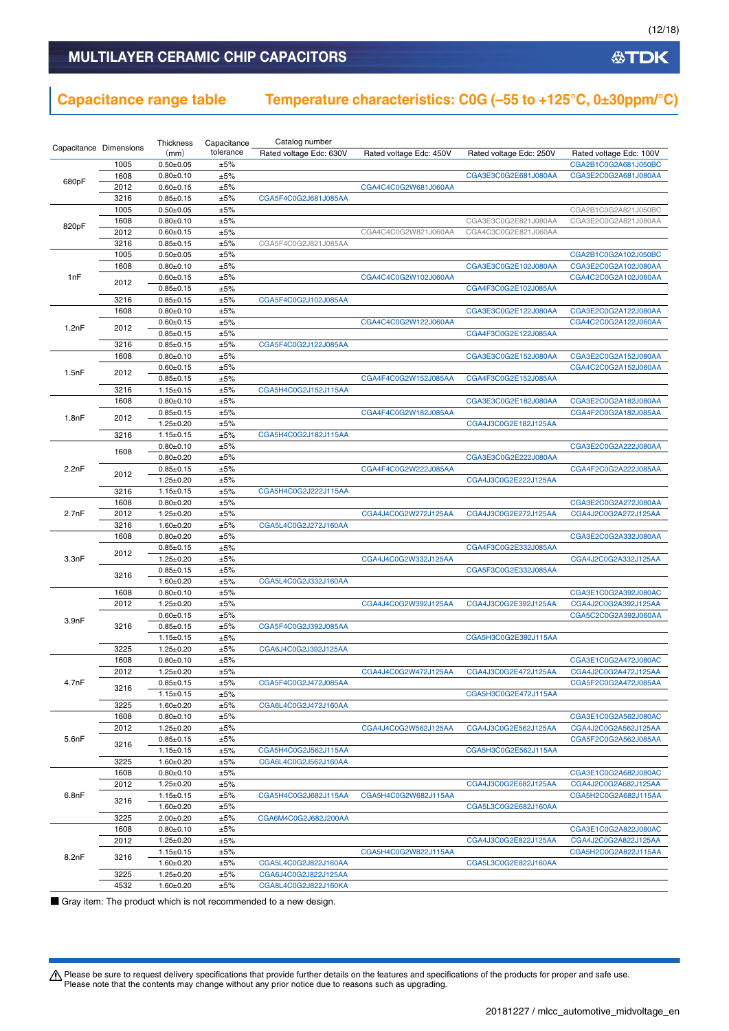# MULTILAYER CERAMIC CHIP CAPACITORS

## Capacitance range table — Temperature characteristics: C0G (–55 to +125°C, 0±30ppm/°C)

| Capacitance | Dimensions | Thickness (mm) | Capacitance tolerance | Catalog number Rated voltage Edc: 630V | Rated voltage Edc: 450V | Rated voltage Edc: 250V | Rated voltage Edc: 100V |
|---|---|---|---|---|---|---|---|
| 680pF | 1005 | 0.50±0.05 | ±5% | | | | CGA2B1C0G2A681J050BC |
| | 1608 | 0.80±0.10 | ±5% | | | CGA3E3C0G2E681J080AA | CGA3E2C0G2A681J080AA |
| | 2012 | 0.60±0.15 | ±5% | | CGA4C4C0G2W681J060AA | | |
| | 3216 | 0.85±0.15 | ±5% | CGA5F4C0G2J681J085AA | | | |
| 820pF | 1005 | 0.50±0.05 | ±5% | | | | CGA2B1C0G2A821J050BC |
| | 1608 | 0.80±0.10 | ±5% | | | CGA3E3C0G2E821J080AA | CGA3E2C0G2A821J080AA |
| | 2012 | 0.60±0.15 | ±5% | | CGA4C4C0G2W821J060AA | CGA4C3C0G2E821J060AA | |
| | 3216 | 0.85±0.15 | ±5% | CGA5F4C0G2J821J085AA | | | |
| 1nF | 1005 | 0.50±0.05 | ±5% | | | | CGA2B1C0G2A102J050BC |
| | 1608 | 0.80±0.10 | ±5% | | | CGA3E3C0G2E102J080AA | CGA3E2C0G2A102J080AA |
| | 2012 | 0.60±0.15 | ±5% | | CGA4C4C0G2W102J060AA | | CGA4C2C0G2A102J060AA |
| | | 0.85±0.15 | ±5% | | | CGA4F3C0G2E102J085AA | |
| | 3216 | 0.85±0.15 | ±5% | CGA5F4C0G2J102J085AA | | | |
| 1.2nF | 1608 | 0.80±0.10 | ±5% | | | CGA3E3C0G2E122J080AA | CGA3E2C0G2A122J080AA |
| | 2012 | 0.60±0.15 | ±5% | | CGA4C4C0G2W122J060AA | | CGA4C2C0G2A122J060AA |
| | | 0.85±0.15 | ±5% | | | CGA4F3C0G2E122J085AA | |
| | 3216 | 0.85±0.15 | ±5% | CGA5F4C0G2J122J085AA | | | |
| 1.5nF | 1608 | 0.80±0.10 | ±5% | | | CGA3E3C0G2E152J080AA | CGA3E2C0G2A152J080AA |
| | 2012 | 0.60±0.15 | ±5% | | | | CGA4C2C0G2A152J060AA |
| | | 0.85±0.15 | ±5% | | CGA4F4C0G2W152J085AA | CGA4F3C0G2E152J085AA | |
| | 3216 | 1.15±0.15 | ±5% | CGA5H4C0G2J152J115AA | | | |
| 1.8nF | 1608 | 0.80±0.10 | ±5% | | | CGA3E3C0G2E182J080AA | CGA3E2C0G2A182J080AA |
| | 2012 | 0.85±0.15 | ±5% | | CGA4F4C0G2W182J085AA | | CGA4F2C0G2A182J085AA |
| | | 1.25±0.20 | ±5% | | | CGA4J3C0G2E182J125AA | |
| | 3216 | 1.15±0.15 | ±5% | CGA5H4C0G2J182J115AA | | | |
| 2.2nF | 1608 | 0.80±0.10 | ±5% | | | | CGA3E2C0G2A222J080AA |
| | | 0.80±0.20 | ±5% | | | CGA3E3C0G2E222J080AA | |
| | 2012 | 0.85±0.15 | ±5% | | CGA4F4C0G2W222J085AA | | CGA4F2C0G2A222J085AA |
| | | 1.25±0.20 | ±5% | | | CGA4J3C0G2E222J125AA | |
| | 3216 | 1.15±0.15 | ±5% | CGA5H4C0G2J222J115AA | | | |
| 2.7nF | 1608 | 0.80±0.20 | ±5% | | | | CGA3E2C0G2A272J080AA |
| | 2012 | 1.25±0.20 | ±5% | | CGA4J4C0G2W272J125AA | CGA4J3C0G2E272J125AA | CGA4J2C0G2A272J125AA |
| | 3216 | 1.60±0.20 | ±5% | CGA5L4C0G2J272J160AA | | | |
| 3.3nF | 1608 | 0.80±0.20 | ±5% | | | | CGA3E2C0G2A332J080AA |
| | 2012 | 0.85±0.15 | ±5% | | | CGA4F3C0G2E332J085AA | |
| | | 1.25±0.20 | ±5% | | CGA4J4C0G2W332J125AA | | CGA4J2C0G2A332J125AA |
| | 3216 | 0.85±0.15 | ±5% | | | CGA5F3C0G2E332J085AA | |
| | | 1.60±0.20 | ±5% | CGA5L4C0G2J332J160AA | | | |
| 3.9nF | 1608 | 0.80±0.10 | ±5% | | | | CGA3E1C0G2A392J080AC |
| | 2012 | 1.25±0.20 | ±5% | | CGA4J4C0G2W392J125AA | CGA4J3C0G2E392J125AA | CGA4J2C0G2A392J125AA |
| | 3216 | 0.60±0.15 | ±5% | | | | CGA5C2C0G2A392J060AA |
| | | 0.85±0.15 | ±5% | CGA5F4C0G2J392J085AA | | | |
| | | 1.15±0.15 | ±5% | | | CGA5H3C0G2E392J115AA | |
| | 3225 | 1.25±0.20 | ±5% | CGA6J4C0G2J392J125AA | | | |
| 4.7nF | 1608 | 0.80±0.10 | ±5% | | | | CGA3E1C0G2A472J080AC |
| | 2012 | 1.25±0.20 | ±5% | | CGA4J4C0G2W472J125AA | CGA4J3C0G2E472J125AA | CGA4J2C0G2A472J125AA |
| | 3216 | 0.85±0.15 | ±5% | CGA5F4C0G2J472J085AA | | | CGA5F2C0G2A472J085AA |
| | | 1.15±0.15 | ±5% | | | CGA5H3C0G2E472J115AA | |
| | 3225 | 1.60±0.20 | ±5% | CGA6L4C0G2J472J160AA | | | |
| 5.6nF | 1608 | 0.80±0.10 | ±5% | | | | CGA3E1C0G2A562J080AC |
| | 2012 | 1.25±0.20 | ±5% | | CGA4J4C0G2W562J125AA | CGA4J3C0G2E562J125AA | CGA4J2C0G2A562J125AA |
| | 3216 | 0.85±0.15 | ±5% | | | | CGA5F2C0G2A562J085AA |
| | | 1.15±0.15 | ±5% | CGA5H4C0G2J562J115AA | | CGA5H3C0G2E562J115AA | |
| | 3225 | 1.60±0.20 | ±5% | CGA6L4C0G2J562J160AA | | | |
| 6.8nF | 1608 | 0.80±0.10 | ±5% | | | | CGA3E1C0G2A682J080AC |
| | 2012 | 1.25±0.20 | ±5% | | | CGA4J3C0G2E682J125AA | CGA4J2C0G2A682J125AA |
| | 3216 | 1.15±0.15 | ±5% | CGA5H4C0G2J682J115AA | CGA5H4C0G2W682J115AA | | CGA5H2C0G2A682J115AA |
| | | 1.60±0.20 | ±5% | | | CGA5L3C0G2E682J160AA | |
| | 3225 | 2.00±0.20 | ±5% | CGA6M4C0G2J682J200AA | | | |
| 8.2nF | 1608 | 0.80±0.10 | ±5% | | | | CGA3E1C0G2A822J080AC |
| | 2012 | 1.25±0.20 | ±5% | | | CGA4J3C0G2E822J125AA | CGA4J2C0G2A822J125AA |
| | 3216 | 1.15±0.15 | ±5% | | CGA5H4C0G2W822J115AA | | CGA5H2C0G2A822J115AA |
| | | 1.60±0.20 | ±5% | CGA5L4C0G2J822J160AA | | CGA5L3C0G2E822J160AA | |
| | 3225 | 1.25±0.20 | ±5% | CGA6J4C0G2J822J125AA | | | |
| | 4532 | 1.60±0.20 | ±5% | CGA8L4C0G2J822J160KA | | | |

■ Gray item: The product which is not recommended to a new design.

⚠ Please be sure to request delivery specifications that provide further details on the features and specifications of the products for proper and safe use.
Please note that the contents may change without any prior notice due to reasons such as upgrading.

20181227 / mlcc_automotive_midvoltage_en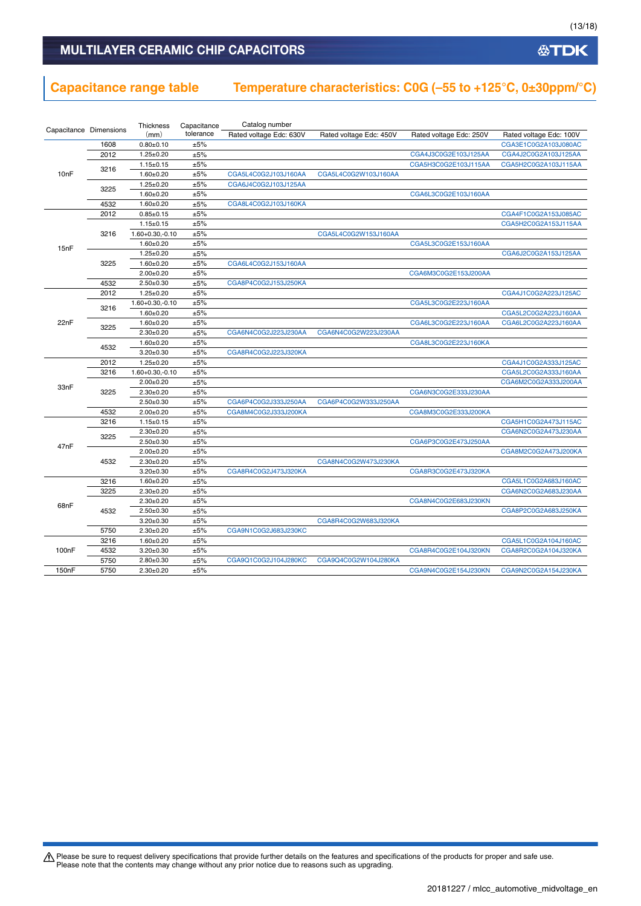## MULTILAYER CERAMIC CHIP CAPACITORS

## Capacitance range table

## Temperature characteristics: C0G (–55 to +125°C, 0±30ppm/°C)

| Capacitance | Dimensions | Thickness (mm) | Capacitance tolerance | Catalog number Rated voltage Edc: 630V | Rated voltage Edc: 450V | Rated voltage Edc: 250V | Rated voltage Edc: 100V |
|---|---|---|---|---|---|---|---|
| 10nF | 1608 | 0.80±0.10 | ±5% | | | | CGA3E1C0G2A103J080AC |
| | 2012 | 1.25±0.20 | ±5% | | | CGA4J3C0G2E103J125AA | CGA4J2C0G2A103J125AA |
| | 3216 | 1.15±0.15 | ±5% | | | CGA5H3C0G2E103J115AA | CGA5H2C0G2A103J115AA |
| | | 1.60±0.20 | ±5% | CGA5L4C0G2J103J160AA | CGA5L4C0G2W103J160AA | | |
| | 3225 | 1.25±0.20 | ±5% | CGA6J4C0G2J103J125AA | | | |
| | | 1.60±0.20 | ±5% | | | CGA6L3C0G2E103J160AA | |
| | 4532 | 1.60±0.20 | ±5% | CGA8L4C0G2J103J160KA | | | |
| 15nF | 2012 | 0.85±0.15 | ±5% | | | | CGA4F1C0G2A153J085AC |
| | 3216 | 1.15±0.15 | ±5% | | | | CGA5H2C0G2A153J115AA |
| | | 1.60+0.30,-0.10 | ±5% | | CGA5L4C0G2W153J160AA | | |
| | | 1.60±0.20 | ±5% | | | CGA5L3C0G2E153J160AA | |
| | 3225 | 1.25±0.20 | ±5% | | | | CGA6J2C0G2A153J125AA |
| | | 1.60±0.20 | ±5% | CGA6L4C0G2J153J160AA | | | |
| | | 2.00±0.20 | ±5% | | | CGA6M3C0G2E153J200AA | |
| | 4532 | 2.50±0.30 | ±5% | CGA8P4C0G2J153J250KA | | | |
| 22nF | 2012 | 1.25±0.20 | ±5% | | | | CGA4J1C0G2A223J125AC |
| | 3216 | 1.60+0.30,-0.10 | ±5% | | | CGA5L3C0G2E223J160AA | |
| | | 1.60±0.20 | ±5% | | | | CGA5L2C0G2A223J160AA |
| | 3225 | 1.60±0.20 | ±5% | | | CGA6L3C0G2E223J160AA | CGA6L2C0G2A223J160AA |
| | | 2.30±0.20 | ±5% | CGA6N4C0G2J223J230AA | CGA6N4C0G2W223J230AA | | |
| | 4532 | 1.60±0.20 | ±5% | | | CGA8L3C0G2E223J160KA | |
| | | 3.20±0.30 | ±5% | CGA8R4C0G2J223J320KA | | | |
| 33nF | 2012 | 1.25±0.20 | ±5% | | | | CGA4J1C0G2A333J125AC |
| | 3216 | 1.60+0.30,-0.10 | ±5% | | | | CGA5L2C0G2A333J160AA |
| | 3225 | 2.00±0.20 | ±5% | | | | CGA6M2C0G2A333J200AA |
| | | 2.30±0.20 | ±5% | | | CGA6N3C0G2E333J230AA | |
| | | 2.50±0.30 | ±5% | CGA6P4C0G2J333J250AA | CGA6P4C0G2W333J250AA | | |
| | 4532 | 2.00±0.20 | ±5% | CGA8M4C0G2J333J200KA | | CGA8M3C0G2E333J200KA | |
| 47nF | 3216 | 1.15±0.15 | ±5% | | | | CGA5H1C0G2A473J115AC |
| | 3225 | 2.30±0.20 | ±5% | | | | CGA6N2C0G2A473J230AA |
| | | 2.50±0.30 | ±5% | | | CGA6P3C0G2E473J250AA | |
| | 4532 | 2.00±0.20 | ±5% | | | | CGA8M2C0G2A473J200KA |
| | | 2.30±0.20 | ±5% | | CGA8N4C0G2W473J230KA | | |
| | | 3.20±0.30 | ±5% | CGA8R4C0G2J473J320KA | | CGA8R3C0G2E473J320KA | |
| 68nF | 3216 | 1.60±0.20 | ±5% | | | | CGA5L1C0G2A683J160AC |
| | 3225 | 2.30±0.20 | ±5% | | | | CGA6N2C0G2A683J230AA |
| | 4532 | 2.30±0.20 | ±5% | | | CGA8N4C0G2E683J230KN | |
| | | 2.50±0.30 | ±5% | | | | CGA8P2C0G2A683J250KA |
| | | 3.20±0.30 | ±5% | | CGA8R4C0G2W683J320KA | | |
| | 5750 | 2.30±0.20 | ±5% | CGA9N1C0G2J683J230KC | | | |
| 100nF | 3216 | 1.60±0.20 | ±5% | | | | CGA5L1C0G2A104J160AC |
| | 4532 | 3.20±0.30 | ±5% | | | CGA8R4C0G2E104J320KN | CGA8R2C0G2A104J320KA |
| | 5750 | 2.80±0.30 | ±5% | CGA9Q1C0G2J104J280KC | CGA9Q4C0G2W104J280KA | | |
| 150nF | 5750 | 2.30±0.20 | ±5% | | | CGA9N4C0G2E154J230KN | CGA9N2C0G2A154J230KA |

⚠ Please be sure to request delivery specifications that provide further details on the features and specifications of the products for proper and safe use.
Please note that the contents may change without any prior notice due to reasons such as upgrading.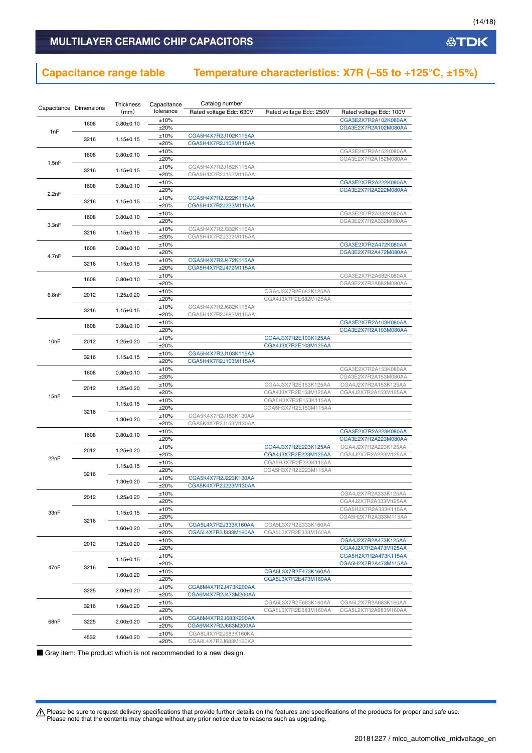# MULTILAYER CERAMIC CHIP CAPACITORS

## Capacitance range table — Temperature characteristics: X7R (–55 to +125°C, ±15%)

| Capacitance | Dimensions | Thickness (mm) | Capacitance tolerance | Catalog number Rated voltage Edc: 630V | Rated voltage Edc: 250V | Rated voltage Edc: 100V |
|---|---|---|---|---|---|---|
| 1nF | 1608 | 0.80±0.10 | ±10% | | | CGA3E2X7R2A102K080AA |
| | | | ±20% | | | CGA3E2X7R2A102M080AA |
| | 3216 | 1.15±0.15 | ±10% | CGA5H4X7R2J102K115AA | | |
| | | | ±20% | CGA5H4X7R2J102M115AA | | |
| 1.5nF | 1608 | 0.80±0.10 | ±10% | | | CGA3E2X7R2A152K080AA |
| | | | ±20% | | | CGA3E2X7R2A152M080AA |
| | 3216 | 1.15±0.15 | ±10% | CGA5H4X7R2J152K115AA | | |
| | | | ±20% | CGA5H4X7R2J152M115AA | | |
| 2.2nF | 1608 | 0.80±0.10 | ±10% | | | CGA3E2X7R2A222K080AA |
| | | | ±20% | | | CGA3E2X7R2A222M080AA |
| | 3216 | 1.15±0.15 | ±10% | CGA5H4X7R2J222K115AA | | |
| | | | ±20% | CGA5H4X7R2J222M115AA | | |
| 3.3nF | 1608 | 0.80±0.10 | ±10% | | | CGA3E2X7R2A332K080AA |
| | | | ±20% | | | CGA3E2X7R2A332M080AA |
| | 3216 | 1.15±0.15 | ±10% | CGA5H4X7R2J332K115AA | | |
| | | | ±20% | CGA5H4X7R2J332M115AA | | |
| 4.7nF | 1608 | 0.80±0.10 | ±10% | | | CGA3E2X7R2A472K080AA |
| | | | ±20% | | | CGA3E2X7R2A472M080AA |
| | 3216 | 1.15±0.15 | ±10% | CGA5H4X7R2J472K115AA | | |
| | | | ±20% | CGA5H4X7R2J472M115AA | | |
| 6.8nF | 1608 | 0.80±0.10 | ±10% | | | CGA3E2X7R2A682K080AA |
| | | | ±20% | | | CGA3E2X7R2A682M080AA |
| | 2012 | 1.25±0.20 | ±10% | | CGA4J3X7R2E682K125AA | |
| | | | ±20% | | CGA4J3X7R2E682M125AA | |
| | 3216 | 1.15±0.15 | ±10% | CGA5H4X7R2J682K115AA | | |
| | | | ±20% | CGA5H4X7R2J682M115AA | | |
| 10nF | 1608 | 0.80±0.10 | ±10% | | | CGA3E2X7R2A103K080AA |
| | | | ±20% | | | CGA3E2X7R2A103M080AA |
| | 2012 | 1.25±0.20 | ±10% | | CGA4J3X7R2E103K125AA | |
| | | | ±20% | | CGA4J3X7R2E103M125AA | |
| | 3216 | 1.15±0.15 | ±10% | CGA5H4X7R2J103K115AA | | |
| | | | ±20% | CGA5H4X7R2J103M115AA | | |
| 15nF | 1608 | 0.80±0.10 | ±10% | | | CGA3E2X7R2A153K080AA |
| | | | ±20% | | | CGA3E2X7R2A153M080AA |
| | 2012 | 1.25±0.20 | ±10% | | CGA4J3X7R2E153K125AA | CGA4J2X7R2A153K125AA |
| | | | ±20% | | CGA4J3X7R2E153M125AA | CGA4J2X7R2A153M125AA |
| | 3216 | 1.15±0.15 | ±10% | | CGA5H3X7R2E153K115AA | |
| | | | ±20% | | CGA5H3X7R2E153M115AA | |
| | | 1.30±0.20 | ±10% | CGA5K4X7R2J153K130AA | | |
| | | | ±20% | CGA5K4X7R2J153M130AA | | |
| 22nF | 1608 | 0.80±0.10 | ±10% | | | CGA3E2X7R2A223K080AA |
| | | | ±20% | | | CGA3E2X7R2A223M080AA |
| | 2012 | 1.25±0.20 | ±10% | | CGA4J3X7R2E223K125AA | CGA4J2X7R2A223K125AA |
| | | | ±20% | | CGA4J3X7R2E223M125AA | CGA4J2X7R2A223M125AA |
| | 3216 | 1.15±0.15 | ±10% | | CGA5H3X7R2E223K115AA | |
| | | | ±20% | | CGA5H3X7R2E223M115AA | |
| | | 1.30±0.20 | ±10% | CGA5K4X7R2J223K130AA | | |
| | | | ±20% | CGA5K4X7R2J223M130AA | | |
| 33nF | 2012 | 1.25±0.20 | ±10% | | | CGA4J2X7R2A333K125AA |
| | | | ±20% | | | CGA4J2X7R2A333M125AA |
| | 3216 | 1.15±0.15 | ±10% | | | CGA5H2X7R2A333K115AA |
| | | | ±20% | | | CGA5H2X7R2A333M115AA |
| | | 1.60±0.20 | ±10% | CGA5L4X7R2J333K160AA | CGA5L3X7R2E333K160AA | |
| | | | ±20% | CGA5L4X7R2J333M160AA | CGA5L3X7R2E333M160AA | |
| 47nF | 2012 | 1.25±0.20 | ±10% | | | CGA4J2X7R2A473K125AA |
| | | | ±20% | | | CGA4J2X7R2A473M125AA |
| | 3216 | 1.15±0.15 | ±10% | | | CGA5H2X7R2A473K115AA |
| | | | ±20% | | | CGA5H2X7R2A473M115AA |
| | | 1.60±0.20 | ±10% | | CGA5L3X7R2E473K160AA | |
| | | | ±20% | | CGA5L3X7R2E473M160AA | |
| | 3225 | 2.00±0.20 | ±10% | CGA6M4X7R2J473K200AA | | |
| | | | ±20% | CGA6M4X7R2J473M200AA | | |
| 68nF | 3216 | 1.60±0.20 | ±10% | | CGA5L3X7R2E683K160AA | CGA5L2X7R2A683K160AA |
| | | | ±20% | | CGA5L3X7R2E683M160AA | CGA5L2X7R2A683M160AA |
| | 3225 | 2.00±0.20 | ±10% | CGA6M4X7R2J683K200AA | | |
| | | | ±20% | CGA6M4X7R2J683M200AA | | |
| | 4532 | 1.60±0.20 | ±10% | CGA8L4X7R2J683K160KA | | |
| | | | ±20% | CGA8L4X7R2J683M160KA | | |

■ Gray item: The product which is not recommended to a new design.

⚠ Please be sure to request delivery specifications that provide further details on the features and specifications of the products for proper and safe use.
Please note that the contents may change without any prior notice due to reasons such as upgrading.

20181227 / mlcc_automotive_midvoltage_en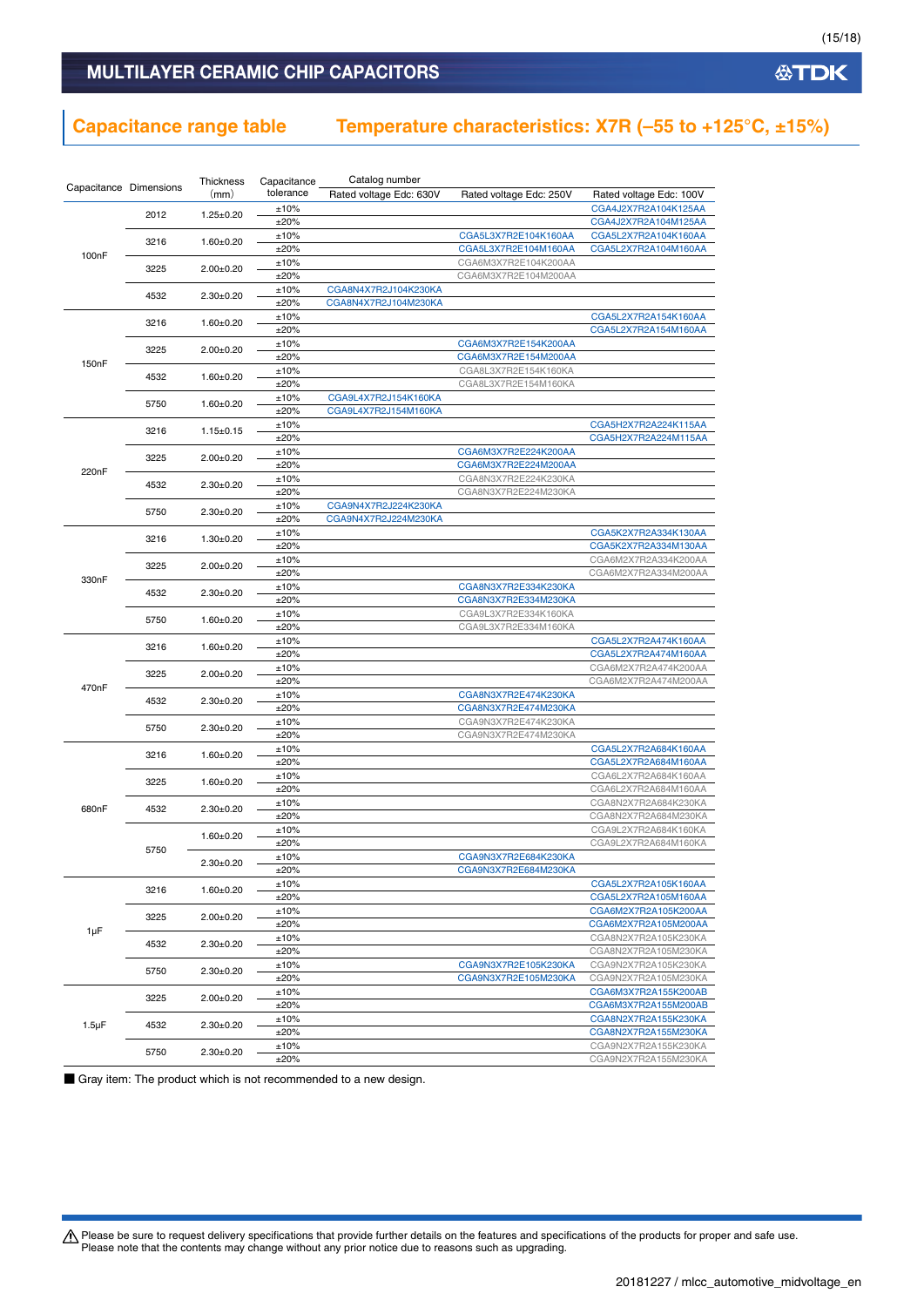## MULTILAYER CERAMIC CHIP CAPACITORS

## Capacitance range table    Temperature characteristics: X7R (–55 to +125°C, ±15%)

| Capacitance | Dimensions | Thickness (mm) | Capacitance tolerance | Catalog number Rated voltage Edc: 630V | Rated voltage Edc: 250V | Rated voltage Edc: 100V |
|---|---|---|---|---|---|---|
| 100nF | 2012 | 1.25±0.20 | ±10% | | | CGA4J2X7R2A104K125AA |
| | | | ±20% | | | CGA4J2X7R2A104M125AA |
| | 3216 | 1.60±0.20 | ±10% | | CGA5L3X7R2E104K160AA | CGA5L2X7R2A104K160AA |
| | | | ±20% | | CGA5L3X7R2E104M160AA | CGA5L2X7R2A104M160AA |
| | 3225 | 2.00±0.20 | ±10% | | CGA6M3X7R2E104K200AA | |
| | | | ±20% | | CGA6M3X7R2E104M200AA | |
| | 4532 | 2.30±0.20 | ±10% | CGA8N4X7R2J104K230KA | | |
| | | | ±20% | CGA8N4X7R2J104M230KA | | |
| 150nF | 3216 | 1.60±0.20 | ±10% | | | CGA5L2X7R2A154K160AA |
| | | | ±20% | | | CGA5L2X7R2A154M160AA |
| | 3225 | 2.00±0.20 | ±10% | | CGA6M3X7R2E154K200AA | |
| | | | ±20% | | CGA6M3X7R2E154M200AA | |
| | 4532 | 1.60±0.20 | ±10% | | CGA8L3X7R2E154K160KA | |
| | | | ±20% | | CGA8L3X7R2E154M160KA | |
| | 5750 | 1.60±0.20 | ±10% | CGA9L4X7R2J154K160KA | | |
| | | | ±20% | CGA9L4X7R2J154M160KA | | |
| 220nF | 3216 | 1.15±0.15 | ±10% | | | CGA5H2X7R2A224K115AA |
| | | | ±20% | | | CGA5H2X7R2A224M115AA |
| | 3225 | 2.00±0.20 | ±10% | | CGA6M3X7R2E224K200AA | |
| | | | ±20% | | CGA6M3X7R2E224M200AA | |
| | 4532 | 2.30±0.20 | ±10% | | CGA8N3X7R2E224K230KA | |
| | | | ±20% | | CGA8N3X7R2E224M230KA | |
| | 5750 | 2.30±0.20 | ±10% | CGA9N4X7R2J224K230KA | | |
| | | | ±20% | CGA9N4X7R2J224M230KA | | |
| 330nF | 3216 | 1.30±0.20 | ±10% | | | CGA5K2X7R2A334K130AA |
| | | | ±20% | | | CGA5K2X7R2A334M130AA |
| | 3225 | 2.00±0.20 | ±10% | | | CGA6M2X7R2A334K200AA |
| | | | ±20% | | | CGA6M2X7R2A334M200AA |
| | 4532 | 2.30±0.20 | ±10% | | CGA8N3X7R2E334K230KA | |
| | | | ±20% | | CGA8N3X7R2E334M230KA | |
| | 5750 | 1.60±0.20 | ±10% | | CGA9L3X7R2E334K160KA | |
| | | | ±20% | | CGA9L3X7R2E334M160KA | |
| 470nF | 3216 | 1.60±0.20 | ±10% | | | CGA5L2X7R2A474K160AA |
| | | | ±20% | | | CGA5L2X7R2A474M160AA |
| | 3225 | 2.00±0.20 | ±10% | | | CGA6M2X7R2A474K200AA |
| | | | ±20% | | | CGA6M2X7R2A474M200AA |
| | 4532 | 2.30±0.20 | ±10% | | CGA8N3X7R2E474K230KA | |
| | | | ±20% | | CGA8N3X7R2E474M230KA | |
| | 5750 | 2.30±0.20 | ±10% | | CGA9N3X7R2E474K230KA | |
| | | | ±20% | | CGA9N3X7R2E474M230KA | |
| 680nF | 3216 | 1.60±0.20 | ±10% | | | CGA5L2X7R2A684K160AA |
| | | | ±20% | | | CGA5L2X7R2A684M160AA |
| | 3225 | 1.60±0.20 | ±10% | | | CGA6L2X7R2A684K160AA |
| | | | ±20% | | | CGA6L2X7R2A684M160AA |
| | 4532 | 2.30±0.20 | ±10% | | | CGA8N2X7R2A684K230KA |
| | | | ±20% | | | CGA8N2X7R2A684M230KA |
| | 5750 | 1.60±0.20 | ±10% | | | CGA9L2X7R2A684K160KA |
| | | | ±20% | | | CGA9L2X7R2A684M160KA |
| | | 2.30±0.20 | ±10% | | CGA9N3X7R2E684K230KA | |
| | | | ±20% | | CGA9N3X7R2E684M230KA | |
| 1µF | 3216 | 1.60±0.20 | ±10% | | | CGA5L2X7R2A105K160AA |
| | | | ±20% | | | CGA5L2X7R2A105M160AA |
| | 3225 | 2.00±0.20 | ±10% | | | CGA6M2X7R2A105K200AA |
| | | | ±20% | | | CGA6M2X7R2A105M200AA |
| | 4532 | 2.30±0.20 | ±10% | | | CGA8N2X7R2A105K230KA |
| | | | ±20% | | | CGA8N2X7R2A105M230KA |
| | 5750 | 2.30±0.20 | ±10% | | CGA9N3X7R2E105K230KA | CGA9N2X7R2A105K230KA |
| | | | ±20% | | CGA9N3X7R2E105M230KA | CGA9N2X7R2A105M230KA |
| 1.5µF | 3225 | 2.00±0.20 | ±10% | | | CGA6M3X7R2A155K200AB |
| | | | ±20% | | | CGA6M3X7R2A155M200AB |
| | 4532 | 2.30±0.20 | ±10% | | | CGA8N2X7R2A155K230KA |
| | | | ±20% | | | CGA8N2X7R2A155M230KA |
| | 5750 | 2.30±0.20 | ±10% | | | CGA9N2X7R2A155K230KA |
| | | | ±20% | | | CGA9N2X7R2A155M230KA |

■ Gray item: The product which is not recommended to a new design.

⚠ Please be sure to request delivery specifications that provide further details on the features and specifications of the products for proper and safe use.
Please note that the contents may change without any prior notice due to reasons such as upgrading.

20181227 / mlcc_automotive_midvoltage_en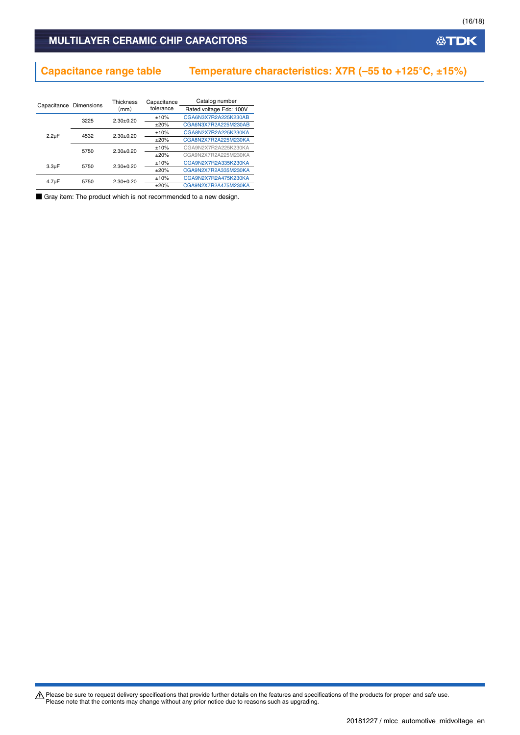## Capacitance range table　　Temperature characteristics: X7R (–55 to +125°C, ±15%)

| Capacitance | Dimensions | Thickness (mm) | Capacitance tolerance | Catalog number |
|---|---|---|---|---|
| | | | | Rated voltage Edc: 100V |
| 2.2µF | 3225 | 2.30±0.20 | ±10% | CGA6N3X7R2A225K230AB |
| | | | ±20% | CGA6N3X7R2A225M230AB |
| | 4532 | 2.30±0.20 | ±10% | CGA8N2X7R2A225K230KA |
| | | | ±20% | CGA8N2X7R2A225M230KA |
| | 5750 | 2.30±0.20 | ±10% | CGA9N2X7R2A225K230KA |
| | | | ±20% | CGA9N2X7R2A225M230KA |
| 3.3µF | 5750 | 2.30±0.20 | ±10% | CGA9N2X7R2A335K230KA |
| | | | ±20% | CGA9N2X7R2A335M230KA |
| 4.7µF | 5750 | 2.30±0.20 | ±10% | CGA9N2X7R2A475K230KA |
| | | | ±20% | CGA9N2X7R2A475M230KA |

■ Gray item: The product which is not recommended to a new design.

⚠ Please be sure to request delivery specifications that provide further details on the features and specifications of the products for proper and safe use.
Please note that the contents may change without any prior notice due to reasons such as upgrading.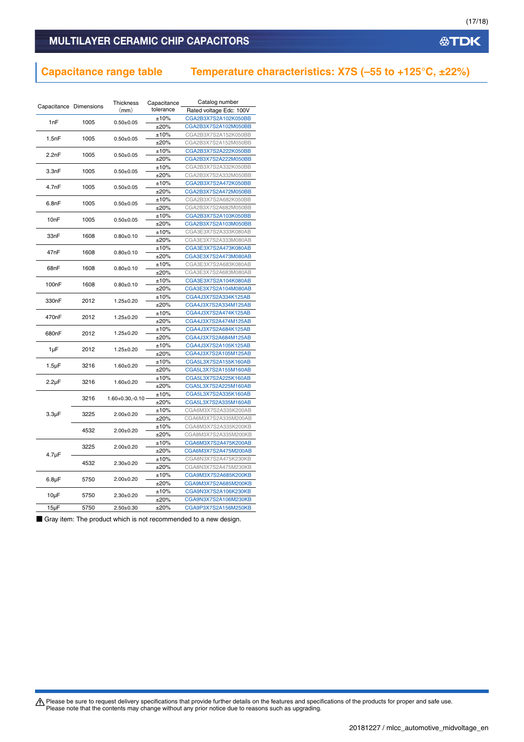## MULTILAYER CERAMIC CHIP CAPACITORS

## Capacitance range table   Temperature characteristics: X7S (–55 to +125°C, ±22%)

| Capacitance | Dimensions | Thickness (mm) | Capacitance tolerance | Catalog number |
|---|---|---|---|---|
| | | | | Rated voltage Edc: 100V |
| 1nF | 1005 | 0.50±0.05 | ±10% | CGA2B3X7S2A102K050BB |
| | | | ±20% | CGA2B3X7S2A102M050BB |
| 1.5nF | 1005 | 0.50±0.05 | ±10% | CGA2B3X7S2A152K050BB |
| | | | ±20% | CGA2B3X7S2A152M050BB |
| 2.2nF | 1005 | 0.50±0.05 | ±10% | CGA2B3X7S2A222K050BB |
| | | | ±20% | CGA2B3X7S2A222M050BB |
| 3.3nF | 1005 | 0.50±0.05 | ±10% | CGA2B3X7S2A332K050BB |
| | | | ±20% | CGA2B3X7S2A332M050BB |
| 4.7nF | 1005 | 0.50±0.05 | ±10% | CGA2B3X7S2A472K050BB |
| | | | ±20% | CGA2B3X7S2A472M050BB |
| 6.8nF | 1005 | 0.50±0.05 | ±10% | CGA2B3X7S2A682K050BB |
| | | | ±20% | CGA2B3X7S2A682M050BB |
| 10nF | 1005 | 0.50±0.05 | ±10% | CGA2B3X7S2A103K050BB |
| | | | ±20% | CGA2B3X7S2A103M050BB |
| 33nF | 1608 | 0.80±0.10 | ±10% | CGA3E3X7S2A333K080AB |
| | | | ±20% | CGA3E3X7S2A333M080AB |
| 47nF | 1608 | 0.80±0.10 | ±10% | CGA3E3X7S2A473K080AB |
| | | | ±20% | CGA3E3X7S2A473M080AB |
| 68nF | 1608 | 0.80±0.10 | ±10% | CGA3E3X7S2A683K080AB |
| | | | ±20% | CGA3E3X7S2A683M080AB |
| 100nF | 1608 | 0.80±0.10 | ±10% | CGA3E3X7S2A104K080AB |
| | | | ±20% | CGA3E3X7S2A104M080AB |
| 330nF | 2012 | 1.25±0.20 | ±10% | CGA4J3X7S2A334K125AB |
| | | | ±20% | CGA4J3X7S2A334M125AB |
| 470nF | 2012 | 1.25±0.20 | ±10% | CGA4J3X7S2A474K125AB |
| | | | ±20% | CGA4J3X7S2A474M125AB |
| 680nF | 2012 | 1.25±0.20 | ±10% | CGA4J3X7S2A684K125AB |
| | | | ±20% | CGA4J3X7S2A684M125AB |
| 1μF | 2012 | 1.25±0.20 | ±10% | CGA4J3X7S2A105K125AB |
| | | | ±20% | CGA4J3X7S2A105M125AB |
| 1.5μF | 3216 | 1.60±0.20 | ±10% | CGA5L3X7S2A155K160AB |
| | | | ±20% | CGA5L3X7S2A155M160AB |
| 2.2μF | 3216 | 1.60±0.20 | ±10% | CGA5L3X7S2A225K160AB |
| | | | ±20% | CGA5L3X7S2A225M160AB |
| 3.3μF | 3216 | 1.60+0.30,-0.10 | ±10% | CGA5L3X7S2A335K160AB |
| | | | ±20% | CGA5L3X7S2A335M160AB |
| | 3225 | 2.00±0.20 | ±10% | CGA6M3X7S2A335K200AB |
| | | | ±20% | CGA6M3X7S2A335M200AB |
| | 4532 | 2.00±0.20 | ±10% | CGA8M3X7S2A335K200KB |
| | | | ±20% | CGA8M3X7S2A335M200KB |
| 4.7μF | 3225 | 2.00±0.20 | ±10% | CGA6M3X7S2A475K200AB |
| | | | ±20% | CGA6M3X7S2A475M200AB |
| | 4532 | 2.30±0.20 | ±10% | CGA8N3X7S2A475K230KB |
| | | | ±20% | CGA8N3X7S2A475M230KB |
| 6.8μF | 5750 | 2.00±0.20 | ±10% | CGA9M3X7S2A685K200KB |
| | | | ±20% | CGA9M3X7S2A685M200KB |
| 10μF | 5750 | 2.30±0.20 | ±10% | CGA9N3X7S2A106K230KB |
| | | | ±20% | CGA9N3X7S2A106M230KB |
| 15μF | 5750 | 2.50±0.30 | ±20% | CGA9P3X7S2A156M250KB |

■ Gray item: The product which is not recommended to a new design.

⚠ Please be sure to request delivery specifications that provide further details on the features and specifications of the products for proper and safe use.
Please note that the contents may change without any prior notice due to reasons such as upgrading.

20181227 / mlcc_automotive_midvoltage_en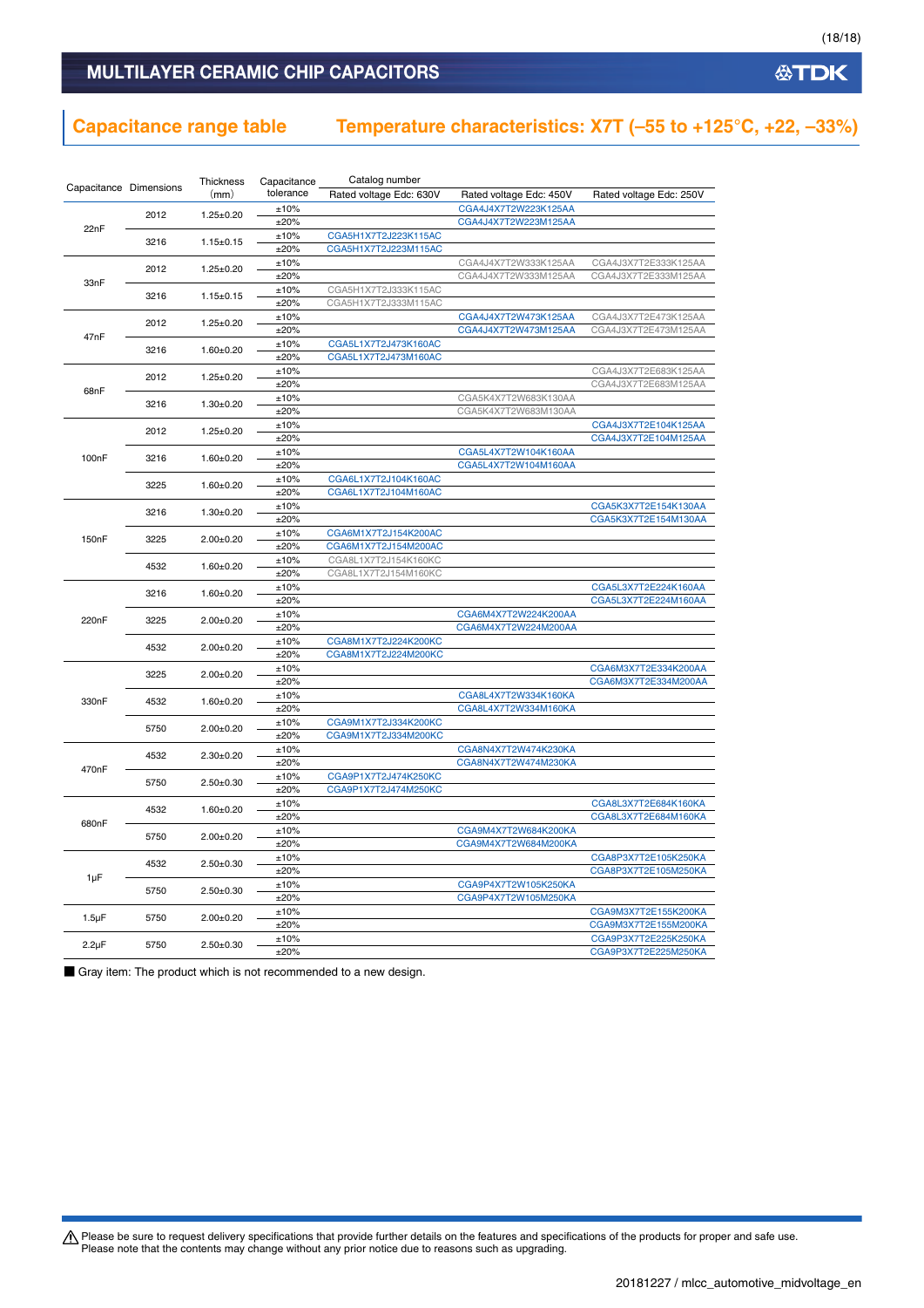## Capacitance range table　Temperature characteristics: X7T (–55 to +125°C, +22, –33%)

| Capacitance | Dimensions | Thickness (mm) | Capacitance tolerance | Catalog number Rated voltage Edc: 630V | Rated voltage Edc: 450V | Rated voltage Edc: 250V |
|---|---|---|---|---|---|---|
| 22nF | 2012 | 1.25±0.20 | ±10% | | CGA4J4X7T2W223K125AA | |
| | | | ±20% | | CGA4J4X7T2W223M125AA | |
| | 3216 | 1.15±0.15 | ±10% | CGA5H1X7T2J223K115AC | | |
| | | | ±20% | CGA5H1X7T2J223M115AC | | |
| 33nF | 2012 | 1.25±0.20 | ±10% | | CGA4J4X7T2W333K125AA | CGA4J3X7T2E333K125AA |
| | | | ±20% | | CGA4J4X7T2W333M125AA | CGA4J3X7T2E333M125AA |
| | 3216 | 1.15±0.15 | ±10% | CGA5H1X7T2J333K115AC | | |
| | | | ±20% | CGA5H1X7T2J333M115AC | | |
| 47nF | 2012 | 1.25±0.20 | ±10% | | CGA4J4X7T2W473K125AA | CGA4J3X7T2E473K125AA |
| | | | ±20% | | CGA4J4X7T2W473M125AA | CGA4J3X7T2E473M125AA |
| | 3216 | 1.60±0.20 | ±10% | CGA5L1X7T2J473K160AC | | |
| | | | ±20% | CGA5L1X7T2J473M160AC | | |
| 68nF | 2012 | 1.25±0.20 | ±10% | | | CGA4J3X7T2E683K125AA |
| | | | ±20% | | | CGA4J3X7T2E683M125AA |
| | 3216 | 1.30±0.20 | ±10% | | CGA5K4X7T2W683K130AA | |
| | | | ±20% | | CGA5K4X7T2W683M130AA | |
| 100nF | 2012 | 1.25±0.20 | ±10% | | | CGA4J3X7T2E104K125AA |
| | | | ±20% | | | CGA4J3X7T2E104M125AA |
| | 3216 | 1.60±0.20 | ±10% | | CGA5L4X7T2W104K160AA | |
| | | | ±20% | | CGA5L4X7T2W104M160AA | |
| | 3225 | 1.60±0.20 | ±10% | CGA6L1X7T2J104K160AC | | |
| | | | ±20% | CGA6L1X7T2J104M160AC | | |
| 150nF | 3216 | 1.30±0.20 | ±10% | | | CGA5K3X7T2E154K130AA |
| | | | ±20% | | | CGA5K3X7T2E154M130AA |
| | 3225 | 2.00±0.20 | ±10% | CGA6M1X7T2J154K200AC | | |
| | | | ±20% | CGA6M1X7T2J154M200AC | | |
| | 4532 | 1.60±0.20 | ±10% | CGA8L1X7T2J154K160KC | | |
| | | | ±20% | CGA8L1X7T2J154M160KC | | |
| 220nF | 3216 | 1.60±0.20 | ±10% | | | CGA5L3X7T2E224K160AA |
| | | | ±20% | | | CGA5L3X7T2E224M160AA |
| | 3225 | 2.00±0.20 | ±10% | | CGA6M4X7T2W224K200AA | |
| | | | ±20% | | CGA6M4X7T2W224M200AA | |
| | 4532 | 2.00±0.20 | ±10% | CGA8M1X7T2J224K200KC | | |
| | | | ±20% | CGA8M1X7T2J224M200KC | | |
| 330nF | 3225 | 2.00±0.20 | ±10% | | | CGA6M3X7T2E334K200AA |
| | | | ±20% | | | CGA6M3X7T2E334M200AA |
| | 4532 | 1.60±0.20 | ±10% | | CGA8L4X7T2W334K160KA | |
| | | | ±20% | | CGA8L4X7T2W334M160KA | |
| | 5750 | 2.00±0.20 | ±10% | CGA9M1X7T2J334K200KC | | |
| | | | ±20% | CGA9M1X7T2J334M200KC | | |
| 470nF | 4532 | 2.30±0.20 | ±10% | | CGA8N4X7T2W474K230KA | |
| | | | ±20% | | CGA8N4X7T2W474M230KA | |
| | 5750 | 2.50±0.30 | ±10% | CGA9P1X7T2J474K250KC | | |
| | | | ±20% | CGA9P1X7T2J474M250KC | | |
| 680nF | 4532 | 1.60±0.20 | ±10% | | | CGA8L3X7T2E684K160KA |
| | | | ±20% | | | CGA8L3X7T2E684M160KA |
| | 5750 | 2.00±0.20 | ±10% | | CGA9M4X7T2W684K200KA | |
| | | | ±20% | | CGA9M4X7T2W684M200KA | |
| 1μF | 4532 | 2.50±0.30 | ±10% | | | CGA8P3X7T2E105K250KA |
| | | | ±20% | | | CGA8P3X7T2E105M250KA |
| | 5750 | 2.50±0.30 | ±10% | | CGA9P4X7T2W105K250KA | |
| | | | ±20% | | CGA9P4X7T2W105M250KA | |
| 1.5μF | 5750 | 2.00±0.20 | ±10% | | | CGA9M3X7T2E155K200KA |
| | | | ±20% | | | CGA9M3X7T2E155M200KA |
| 2.2μF | 5750 | 2.50±0.30 | ±10% | | | CGA9P3X7T2E225K250KA |
| | | | ±20% | | | CGA9P3X7T2E225M250KA |

■ Gray item: The product which is not recommended to a new design.

⚠ Please be sure to request delivery specifications that provide further details on the features and specifications of the products for proper and safe use.
Please note that the contents may change without any prior notice due to reasons such as upgrading.